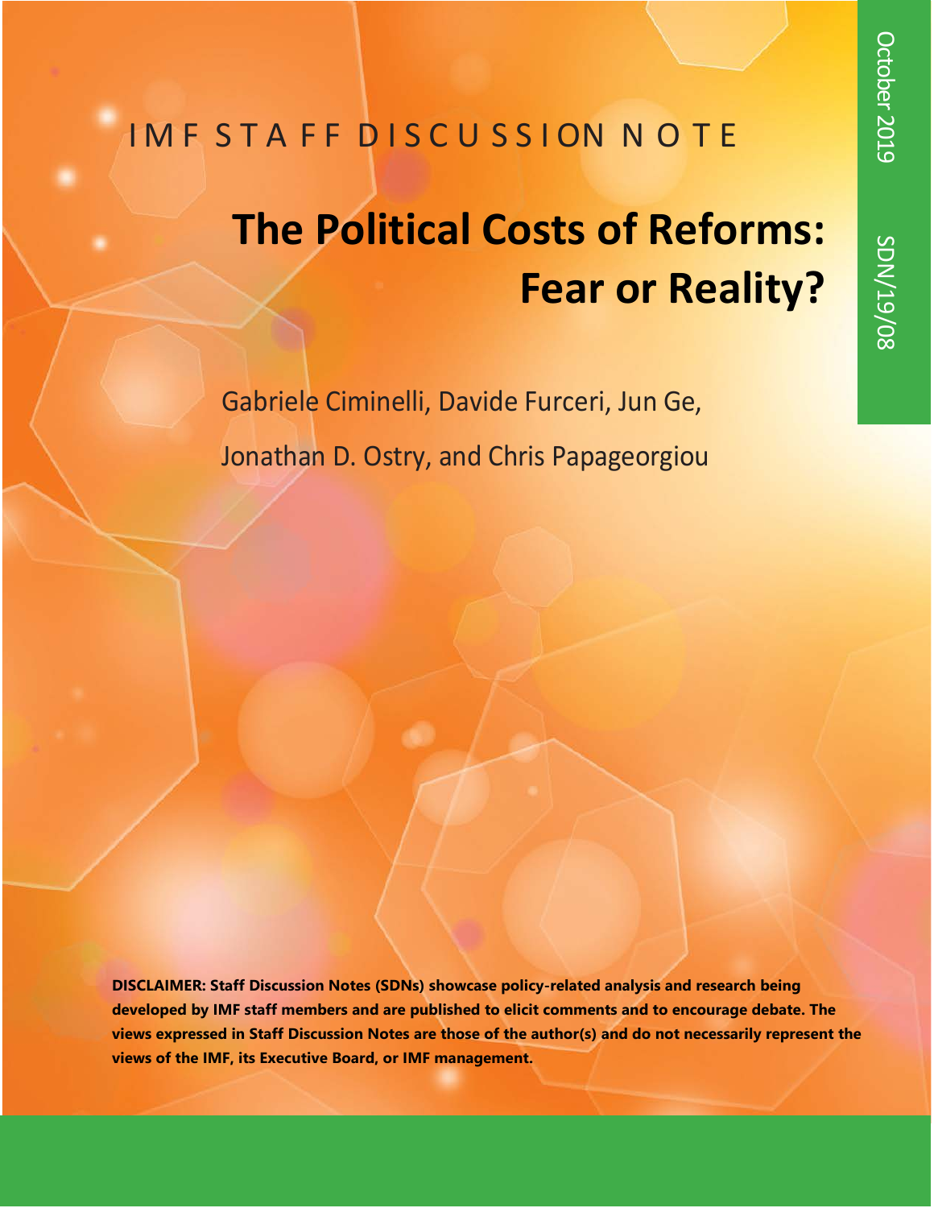IMF STAFF DISCUSSION NOTE

October 2019 SDN/19/08

# The Political Costs of Reforms: Fear or Reality?

Gabriele Ciminelli, Davide Furceri, Jun Ge, Jonathan D. Ostry, and Chris Papageorgiou

**DISCLAIMER: Staff Discussion Notes (SDNs) showcase policy-related analysis and research being developed by IMF staff members and are published to elicit comments and to encourage debate. The views expressed in Staff Discussion Notes are those of the author(s) and do not necessarily represent the views of the IMF, its Executive Board, or IMF management.**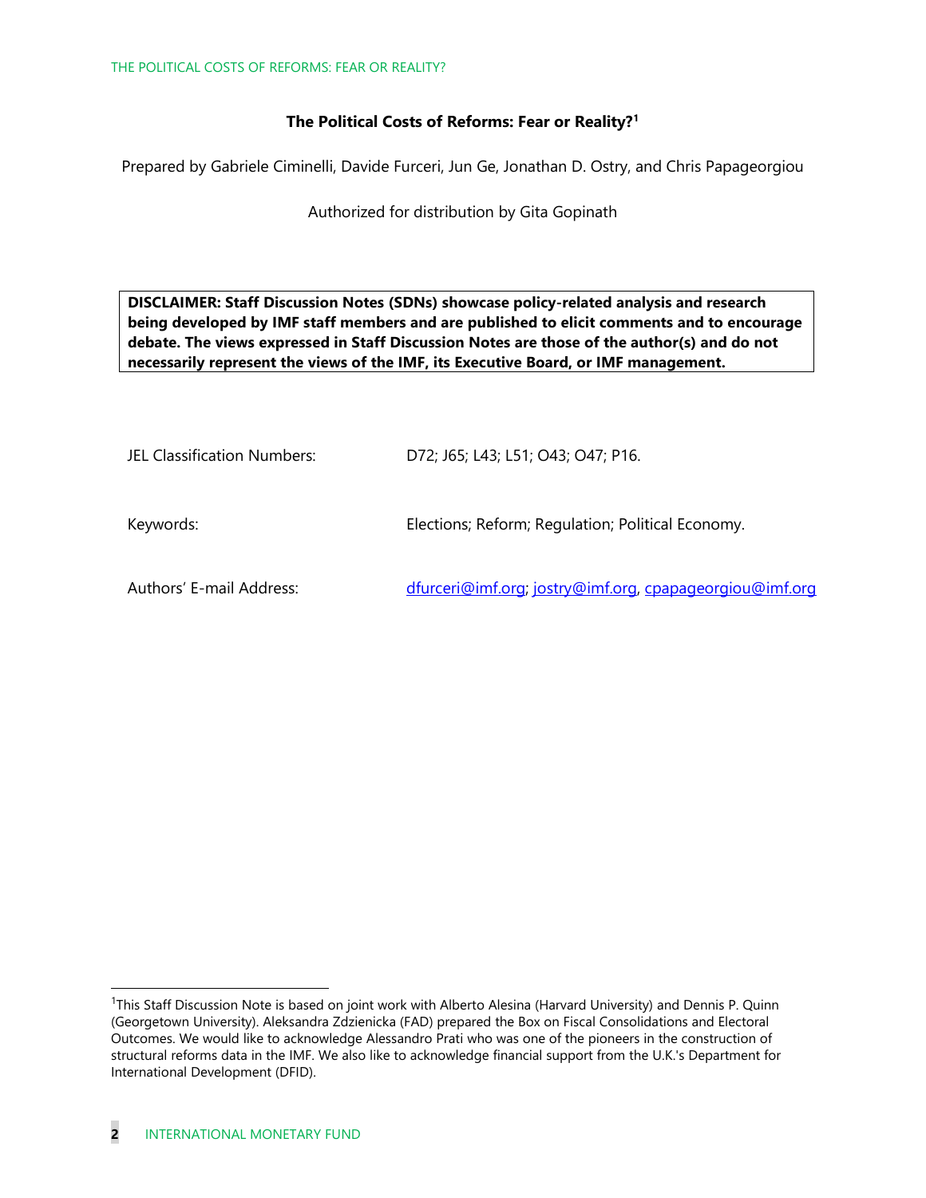**The Political Costs of Reforms: Fear or Reality?**[1]

Prepared by Gabriele Ciminelli, Davide Furceri, Jun Ge, Jonathan D. Ostry, and Chris Papageorgiou

Authorized for distribution by Gita Gopinath

**DISCLAIMER: Staff Discussion Notes (SDNs) showcase policy-related analysis and research being developed by IMF staff members and are published to elicit comments and to encourage debate. The views expressed in Staff Discussion Notes are those of the author(s) and do not necessarily represent the views of the IMF, its Executive Board, or IMF management.**

| | |
|---|---|
| JEL Classification Numbers: | D72; J65; L43; L51; O43; O47; P16. |
| Keywords: | Elections; Reform; Regulation; Political Economy. |
| Authors' E-mail Address: | dfurceri@imf.org; jostry@imf.org, cpapageorgiou@imf.org |

[1]This Staff Discussion Note is based on joint work with Alberto Alesina (Harvard University) and Dennis P. Quinn (Georgetown University). Aleksandra Zdzienicka (FAD) prepared the Box on Fiscal Consolidations and Electoral Outcomes. We would like to acknowledge Alessandro Prati who was one of the pioneers in the construction of structural reforms data in the IMF. We also like to acknowledge financial support from the U.K.'s Department for International Development (DFID).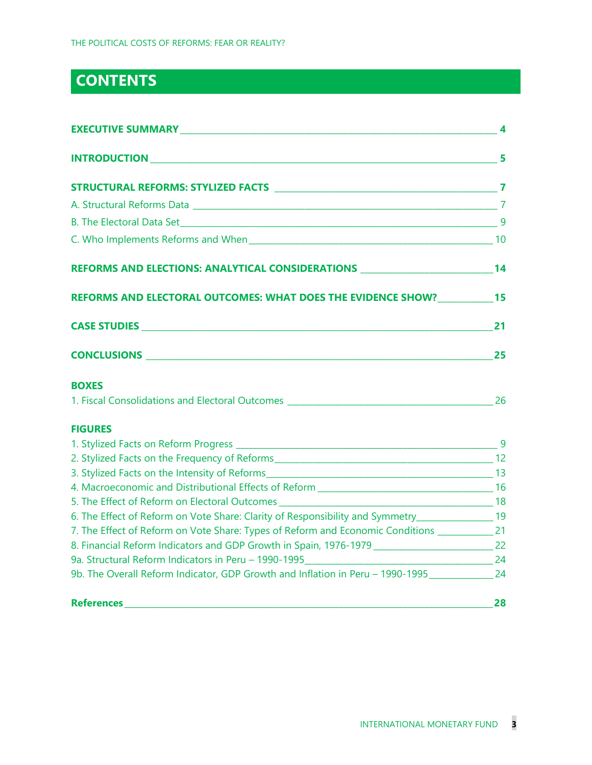## CONTENTS

**EXECUTIVE SUMMARY** **4**

**INTRODUCTION** **5**

**STRUCTURAL REFORMS: STYLIZED FACTS** **7**

A. Structural Reforms Data 7

B. The Electoral Data Set 9

C. Who Implements Reforms and When 10

**REFORMS AND ELECTIONS: ANALYTICAL CONSIDERATIONS** **14**

**REFORMS AND ELECTORAL OUTCOMES: WHAT DOES THE EVIDENCE SHOW?** **15**

**CASE STUDIES** **21**

**CONCLUSIONS** **25**

**BOXES**

1. Fiscal Consolidations and Electoral Outcomes 26

**FIGURES**

1. Stylized Facts on Reform Progress 9
2. Stylized Facts on the Frequency of Reforms 12
3. Stylized Facts on the Intensity of Reforms 13
4. Macroeconomic and Distributional Effects of Reform 16
5. The Effect of Reform on Electoral Outcomes 18
6. The Effect of Reform on Vote Share: Clarity of Responsibility and Symmetry 19
7. The Effect of Reform on Vote Share: Types of Reform and Economic Conditions 21
8. Financial Reform Indicators and GDP Growth in Spain, 1976-1979 22

9a. Structural Reform Indicators in Peru – 1990-1995 24

9b. The Overall Reform Indicator, GDP Growth and Inflation in Peru – 1990-1995 24

**References** **28**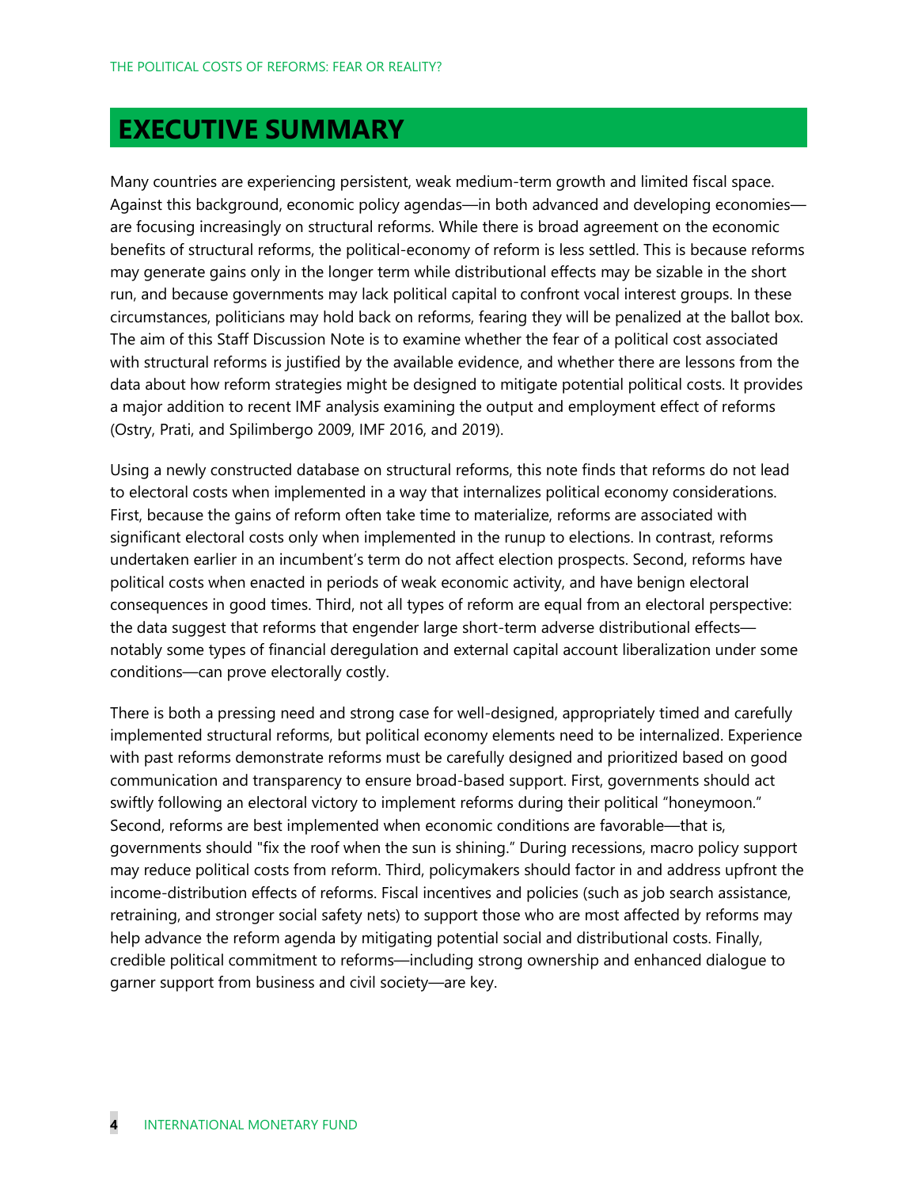# EXECUTIVE SUMMARY

Many countries are experiencing persistent, weak medium-term growth and limited fiscal space. Against this background, economic policy agendas—in both advanced and developing economies—are focusing increasingly on structural reforms. While there is broad agreement on the economic benefits of structural reforms, the political-economy of reform is less settled. This is because reforms may generate gains only in the longer term while distributional effects may be sizable in the short run, and because governments may lack political capital to confront vocal interest groups. In these circumstances, politicians may hold back on reforms, fearing they will be penalized at the ballot box. The aim of this Staff Discussion Note is to examine whether the fear of a political cost associated with structural reforms is justified by the available evidence, and whether there are lessons from the data about how reform strategies might be designed to mitigate potential political costs. It provides a major addition to recent IMF analysis examining the output and employment effect of reforms (Ostry, Prati, and Spilimbergo 2009, IMF 2016, and 2019).

Using a newly constructed database on structural reforms, this note finds that reforms do not lead to electoral costs when implemented in a way that internalizes political economy considerations. First, because the gains of reform often take time to materialize, reforms are associated with significant electoral costs only when implemented in the runup to elections. In contrast, reforms undertaken earlier in an incumbent's term do not affect election prospects. Second, reforms have political costs when enacted in periods of weak economic activity, and have benign electoral consequences in good times. Third, not all types of reform are equal from an electoral perspective: the data suggest that reforms that engender large short-term adverse distributional effects—notably some types of financial deregulation and external capital account liberalization under some conditions—can prove electorally costly.

There is both a pressing need and strong case for well-designed, appropriately timed and carefully implemented structural reforms, but political economy elements need to be internalized. Experience with past reforms demonstrate reforms must be carefully designed and prioritized based on good communication and transparency to ensure broad-based support. First, governments should act swiftly following an electoral victory to implement reforms during their political "honeymoon." Second, reforms are best implemented when economic conditions are favorable—that is, governments should "fix the roof when the sun is shining." During recessions, macro policy support may reduce political costs from reform. Third, policymakers should factor in and address upfront the income-distribution effects of reforms. Fiscal incentives and policies (such as job search assistance, retraining, and stronger social safety nets) to support those who are most affected by reforms may help advance the reform agenda by mitigating potential social and distributional costs. Finally, credible political commitment to reforms—including strong ownership and enhanced dialogue to garner support from business and civil society—are key.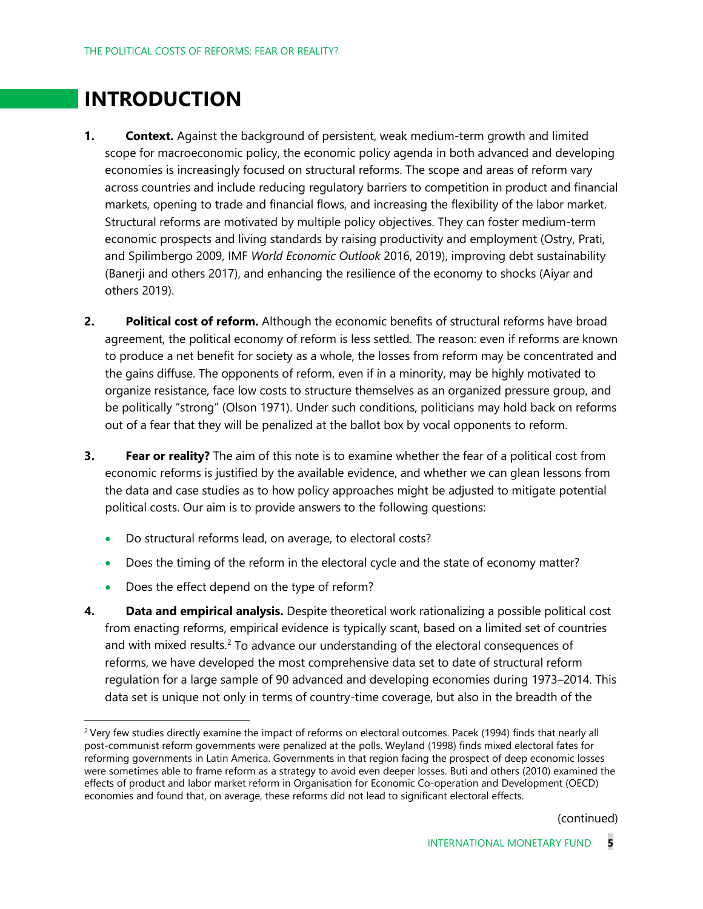# INTRODUCTION

**1. Context.** Against the background of persistent, weak medium-term growth and limited scope for macroeconomic policy, the economic policy agenda in both advanced and developing economies is increasingly focused on structural reforms. The scope and areas of reform vary across countries and include reducing regulatory barriers to competition in product and financial markets, opening to trade and financial flows, and increasing the flexibility of the labor market. Structural reforms are motivated by multiple policy objectives. They can foster medium-term economic prospects and living standards by raising productivity and employment (Ostry, Prati, and Spilimbergo 2009, IMF *World Economic Outlook* 2016, 2019), improving debt sustainability (Banerji and others 2017), and enhancing the resilience of the economy to shocks (Aiyar and others 2019).

**2. Political cost of reform.** Although the economic benefits of structural reforms have broad agreement, the political economy of reform is less settled. The reason: even if reforms are known to produce a net benefit for society as a whole, the losses from reform may be concentrated and the gains diffuse. The opponents of reform, even if in a minority, may be highly motivated to organize resistance, face low costs to structure themselves as an organized pressure group, and be politically "strong" (Olson 1971). Under such conditions, politicians may hold back on reforms out of a fear that they will be penalized at the ballot box by vocal opponents to reform.

**3. Fear or reality?** The aim of this note is to examine whether the fear of a political cost from economic reforms is justified by the available evidence, and whether we can glean lessons from the data and case studies as to how policy approaches might be adjusted to mitigate potential political costs. Our aim is to provide answers to the following questions:

- Do structural reforms lead, on average, to electoral costs?
- Does the timing of the reform in the electoral cycle and the state of economy matter?
- Does the effect depend on the type of reform?

**4. Data and empirical analysis.** Despite theoretical work rationalizing a possible political cost from enacting reforms, empirical evidence is typically scant, based on a limited set of countries and with mixed results.[2] To advance our understanding of the electoral consequences of reforms, we have developed the most comprehensive data set to date of structural reform regulation for a large sample of 90 advanced and developing economies during 1973–2014. This data set is unique not only in terms of country-time coverage, but also in the breadth of the

---

[2] Very few studies directly examine the impact of reforms on electoral outcomes. Pacek (1994) finds that nearly all post-communist reform governments were penalized at the polls. Weyland (1998) finds mixed electoral fates for reforming governments in Latin America. Governments in that region facing the prospect of deep economic losses were sometimes able to frame reform as a strategy to avoid even deeper losses. Buti and others (2010) examined the effects of product and labor market reform in Organisation for Economic Co-operation and Development (OECD) economies and found that, on average, these reforms did not lead to significant electoral effects.

(continued)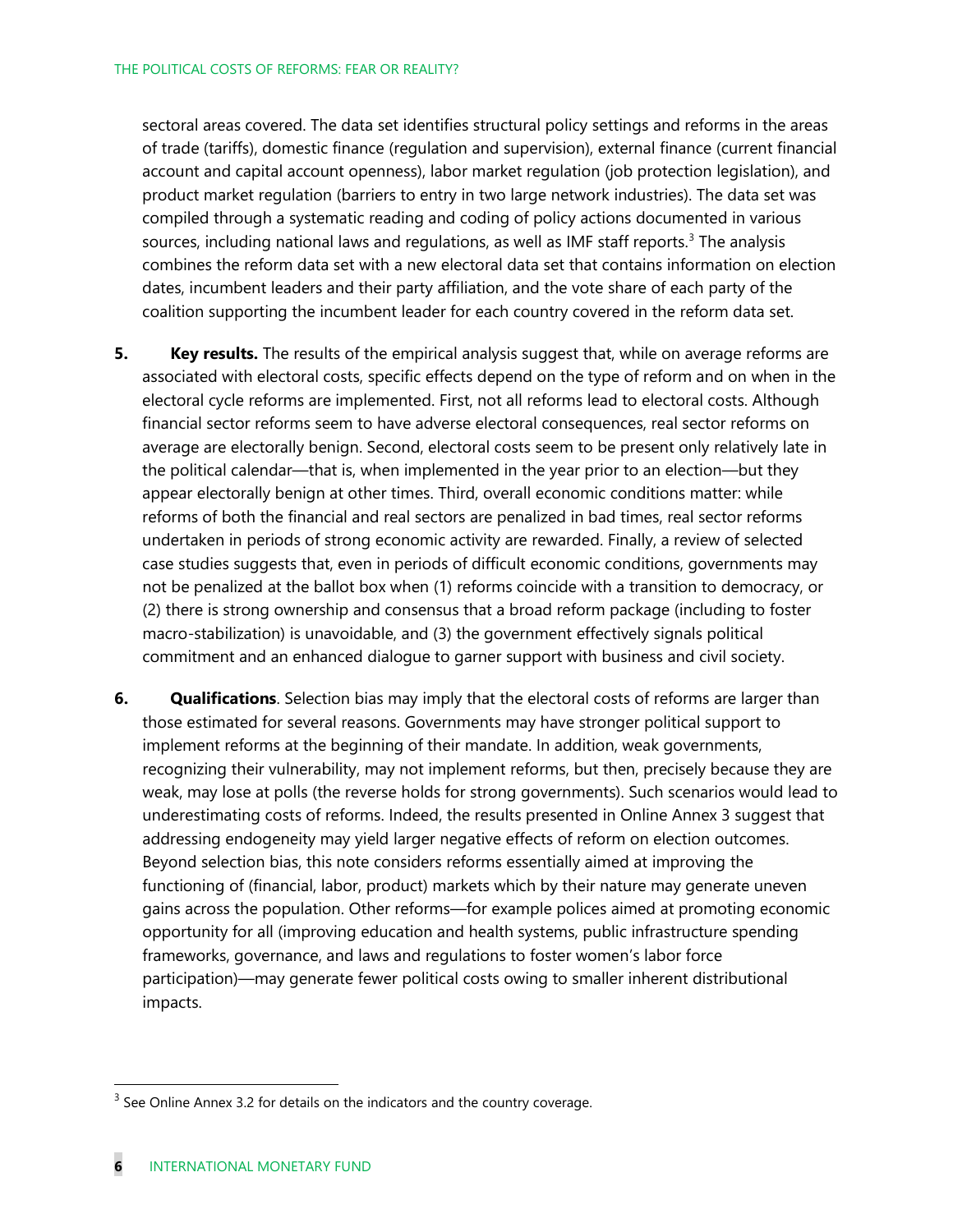sectoral areas covered. The data set identifies structural policy settings and reforms in the areas of trade (tariffs), domestic finance (regulation and supervision), external finance (current financial account and capital account openness), labor market regulation (job protection legislation), and product market regulation (barriers to entry in two large network industries). The data set was compiled through a systematic reading and coding of policy actions documented in various sources, including national laws and regulations, as well as IMF staff reports.[3] The analysis combines the reform data set with a new electoral data set that contains information on election dates, incumbent leaders and their party affiliation, and the vote share of each party of the coalition supporting the incumbent leader for each country covered in the reform data set.

**5. Key results.** The results of the empirical analysis suggest that, while on average reforms are associated with electoral costs, specific effects depend on the type of reform and on when in the electoral cycle reforms are implemented. First, not all reforms lead to electoral costs. Although financial sector reforms seem to have adverse electoral consequences, real sector reforms on average are electorally benign. Second, electoral costs seem to be present only relatively late in the political calendar—that is, when implemented in the year prior to an election—but they appear electorally benign at other times. Third, overall economic conditions matter: while reforms of both the financial and real sectors are penalized in bad times, real sector reforms undertaken in periods of strong economic activity are rewarded. Finally, a review of selected case studies suggests that, even in periods of difficult economic conditions, governments may not be penalized at the ballot box when (1) reforms coincide with a transition to democracy, or (2) there is strong ownership and consensus that a broad reform package (including to foster macro-stabilization) is unavoidable, and (3) the government effectively signals political commitment and an enhanced dialogue to garner support with business and civil society.

**6. Qualifications**. Selection bias may imply that the electoral costs of reforms are larger than those estimated for several reasons. Governments may have stronger political support to implement reforms at the beginning of their mandate. In addition, weak governments, recognizing their vulnerability, may not implement reforms, but then, precisely because they are weak, may lose at polls (the reverse holds for strong governments). Such scenarios would lead to underestimating costs of reforms. Indeed, the results presented in Online Annex 3 suggest that addressing endogeneity may yield larger negative effects of reform on election outcomes. Beyond selection bias, this note considers reforms essentially aimed at improving the functioning of (financial, labor, product) markets which by their nature may generate uneven gains across the population. Other reforms—for example polices aimed at promoting economic opportunity for all (improving education and health systems, public infrastructure spending frameworks, governance, and laws and regulations to foster women's labor force participation)—may generate fewer political costs owing to smaller inherent distributional impacts.

[3] See Online Annex 3.2 for details on the indicators and the country coverage.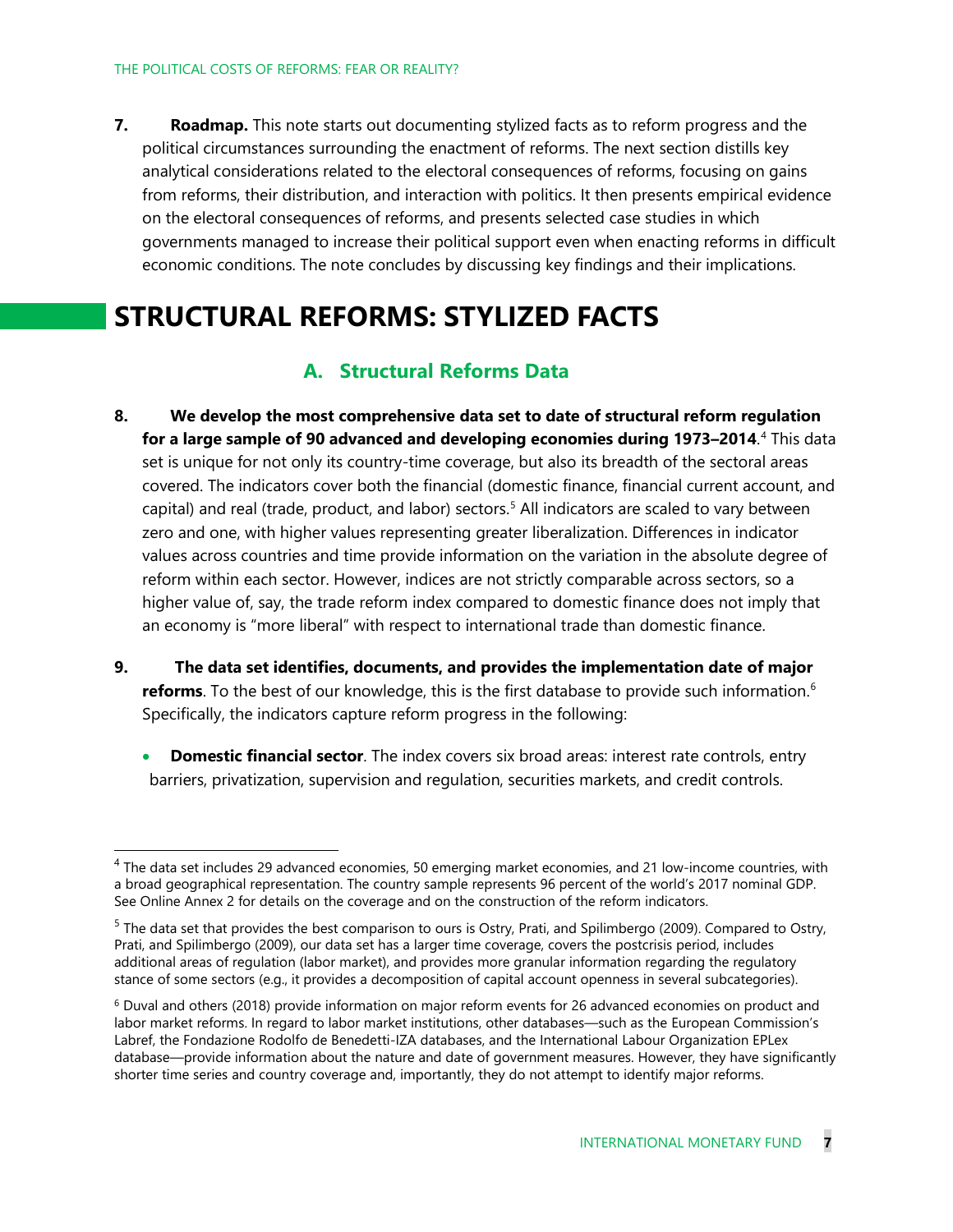**7. Roadmap.** This note starts out documenting stylized facts as to reform progress and the political circumstances surrounding the enactment of reforms. The next section distills key analytical considerations related to the electoral consequences of reforms, focusing on gains from reforms, their distribution, and interaction with politics. It then presents empirical evidence on the electoral consequences of reforms, and presents selected case studies in which governments managed to increase their political support even when enacting reforms in difficult economic conditions. The note concludes by discussing key findings and their implications.

# STRUCTURAL REFORMS: STYLIZED FACTS

## A. Structural Reforms Data

**8. We develop the most comprehensive data set to date of structural reform regulation for a large sample of 90 advanced and developing economies during 1973–2014**.[4] This data set is unique for not only its country-time coverage, but also its breadth of the sectoral areas covered. The indicators cover both the financial (domestic finance, financial current account, and capital) and real (trade, product, and labor) sectors.[5] All indicators are scaled to vary between zero and one, with higher values representing greater liberalization. Differences in indicator values across countries and time provide information on the variation in the absolute degree of reform within each sector. However, indices are not strictly comparable across sectors, so a higher value of, say, the trade reform index compared to domestic finance does not imply that an economy is "more liberal" with respect to international trade than domestic finance.

**9. The data set identifies, documents, and provides the implementation date of major reforms**. To the best of our knowledge, this is the first database to provide such information.[6] Specifically, the indicators capture reform progress in the following:

- **Domestic financial sector**. The index covers six broad areas: interest rate controls, entry barriers, privatization, supervision and regulation, securities markets, and credit controls.

---

[4] The data set includes 29 advanced economies, 50 emerging market economies, and 21 low-income countries, with a broad geographical representation. The country sample represents 96 percent of the world's 2017 nominal GDP. See Online Annex 2 for details on the coverage and on the construction of the reform indicators.

[5] The data set that provides the best comparison to ours is Ostry, Prati, and Spilimbergo (2009). Compared to Ostry, Prati, and Spilimbergo (2009), our data set has a larger time coverage, covers the postcrisis period, includes additional areas of regulation (labor market), and provides more granular information regarding the regulatory stance of some sectors (e.g., it provides a decomposition of capital account openness in several subcategories).

[6] Duval and others (2018) provide information on major reform events for 26 advanced economies on product and labor market reforms. In regard to labor market institutions, other databases—such as the European Commission's Labref, the Fondazione Rodolfo de Benedetti-IZA databases, and the International Labour Organization EPLex database—provide information about the nature and date of government measures. However, they have significantly shorter time series and country coverage and, importantly, they do not attempt to identify major reforms.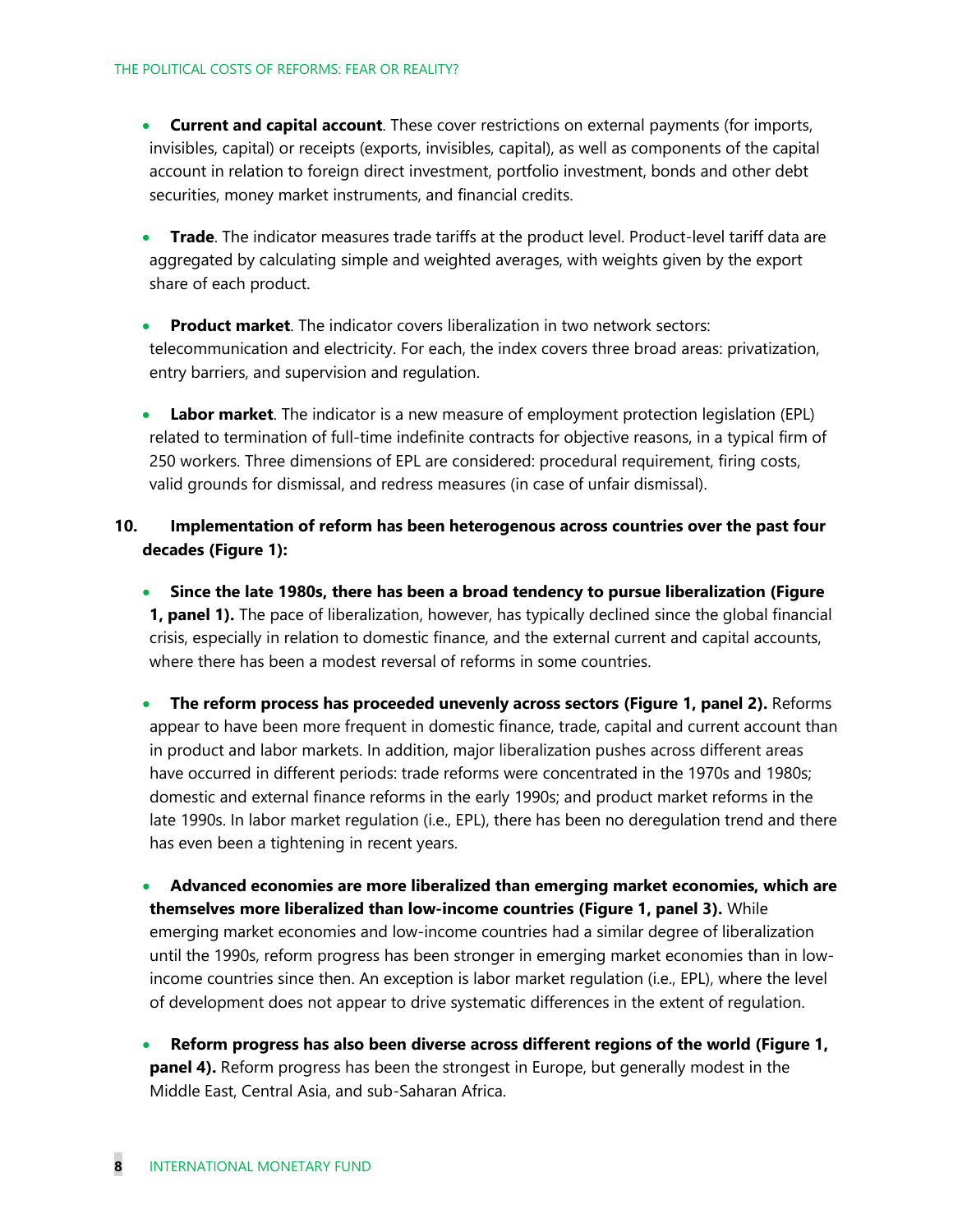- **Current and capital account**. These cover restrictions on external payments (for imports, invisibles, capital) or receipts (exports, invisibles, capital), as well as components of the capital account in relation to foreign direct investment, portfolio investment, bonds and other debt securities, money market instruments, and financial credits.

- **Trade**. The indicator measures trade tariffs at the product level. Product-level tariff data are aggregated by calculating simple and weighted averages, with weights given by the export share of each product.

- **Product market**. The indicator covers liberalization in two network sectors: telecommunication and electricity. For each, the index covers three broad areas: privatization, entry barriers, and supervision and regulation.

- **Labor market**. The indicator is a new measure of employment protection legislation (EPL) related to termination of full-time indefinite contracts for objective reasons, in a typical firm of 250 workers. Three dimensions of EPL are considered: procedural requirement, firing costs, valid grounds for dismissal, and redress measures (in case of unfair dismissal).

**10. Implementation of reform has been heterogenous across countries over the past four decades (Figure 1):**

- **Since the late 1980s, there has been a broad tendency to pursue liberalization (Figure 1, panel 1).** The pace of liberalization, however, has typically declined since the global financial crisis, especially in relation to domestic finance, and the external current and capital accounts, where there has been a modest reversal of reforms in some countries.

- **The reform process has proceeded unevenly across sectors (Figure 1, panel 2).** Reforms appear to have been more frequent in domestic finance, trade, capital and current account than in product and labor markets. In addition, major liberalization pushes across different areas have occurred in different periods: trade reforms were concentrated in the 1970s and 1980s; domestic and external finance reforms in the early 1990s; and product market reforms in the late 1990s. In labor market regulation (i.e., EPL), there has been no deregulation trend and there has even been a tightening in recent years.

- **Advanced economies are more liberalized than emerging market economies, which are themselves more liberalized than low-income countries (Figure 1, panel 3).** While emerging market economies and low-income countries had a similar degree of liberalization until the 1990s, reform progress has been stronger in emerging market economies than in low-income countries since then. An exception is labor market regulation (i.e., EPL), where the level of development does not appear to drive systematic differences in the extent of regulation.

- **Reform progress has also been diverse across different regions of the world (Figure 1, panel 4).** Reform progress has been the strongest in Europe, but generally modest in the Middle East, Central Asia, and sub-Saharan Africa.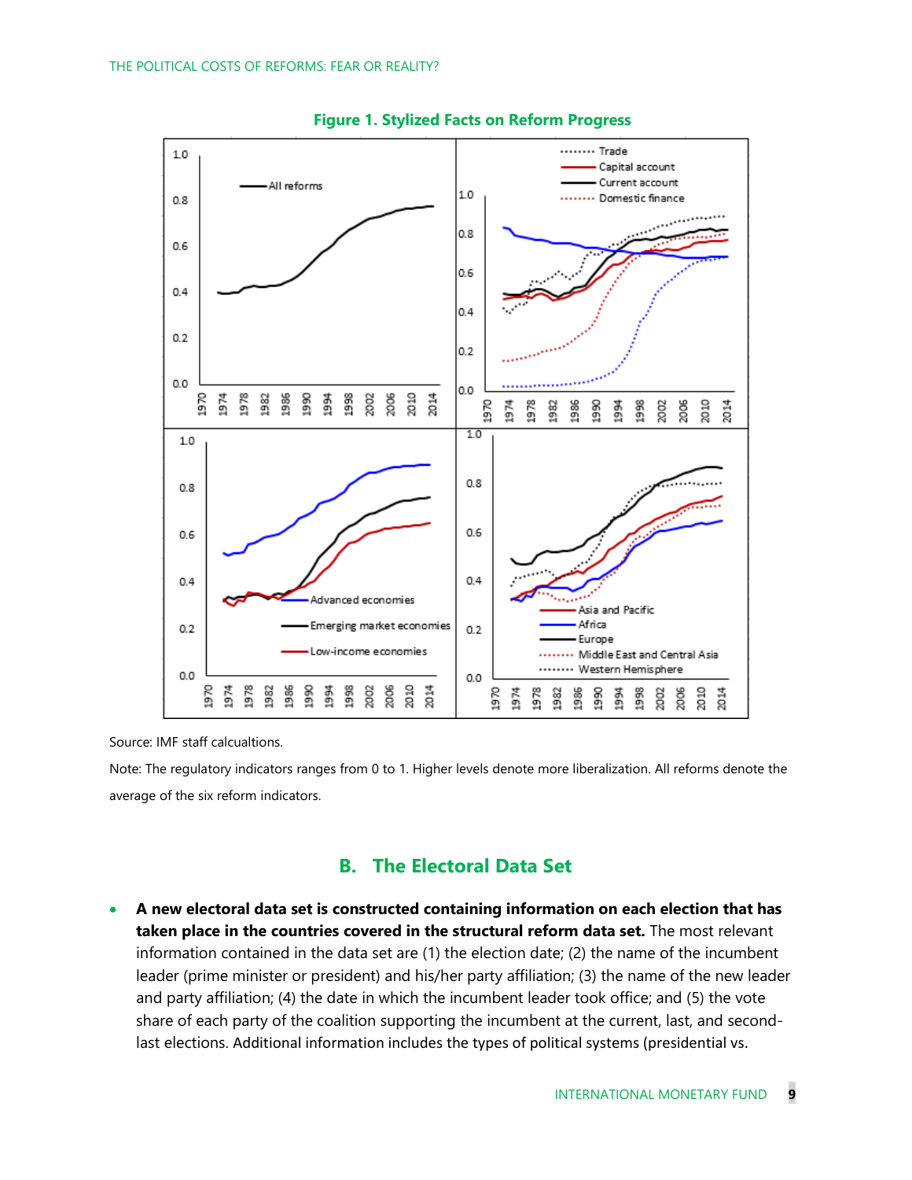**Figure 1. Stylized Facts on Reform Progress**

Source: IMF staff calcualtions.

Note: The regulatory indicators ranges from 0 to 1. Higher levels denote more liberalization. All reforms denote the average of the six reform indicators.

## B. The Electoral Data Set

- **A new electoral data set is constructed containing information on each election that has taken place in the countries covered in the structural reform data set.** The most relevant information contained in the data set are (1) the election date; (2) the name of the incumbent leader (prime minister or president) and his/her party affiliation; (3) the name of the new leader and party affiliation; (4) the date in which the incumbent leader took office; and (5) the vote share of each party of the coalition supporting the incumbent at the current, last, and second-last elections. Additional information includes the types of political systems (presidential vs.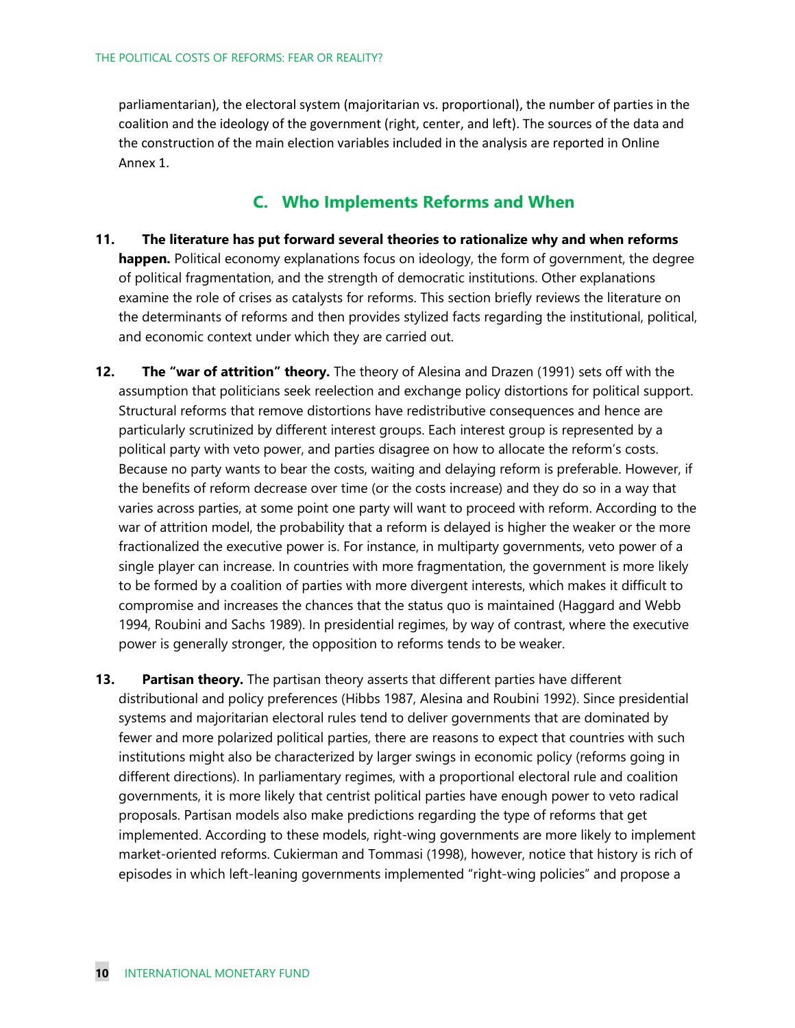parliamentarian), the electoral system (majoritarian vs. proportional), the number of parties in the coalition and the ideology of the government (right, center, and left). The sources of the data and the construction of the main election variables included in the analysis are reported in Online Annex 1.

## C. Who Implements Reforms and When

**11. The literature has put forward several theories to rationalize why and when reforms happen.** Political economy explanations focus on ideology, the form of government, the degree of political fragmentation, and the strength of democratic institutions. Other explanations examine the role of crises as catalysts for reforms. This section briefly reviews the literature on the determinants of reforms and then provides stylized facts regarding the institutional, political, and economic context under which they are carried out.

**12. The "war of attrition" theory.** The theory of Alesina and Drazen (1991) sets off with the assumption that politicians seek reelection and exchange policy distortions for political support. Structural reforms that remove distortions have redistributive consequences and hence are particularly scrutinized by different interest groups. Each interest group is represented by a political party with veto power, and parties disagree on how to allocate the reform's costs. Because no party wants to bear the costs, waiting and delaying reform is preferable. However, if the benefits of reform decrease over time (or the costs increase) and they do so in a way that varies across parties, at some point one party will want to proceed with reform. According to the war of attrition model, the probability that a reform is delayed is higher the weaker or the more fractionalized the executive power is. For instance, in multiparty governments, veto power of a single player can increase. In countries with more fragmentation, the government is more likely to be formed by a coalition of parties with more divergent interests, which makes it difficult to compromise and increases the chances that the status quo is maintained (Haggard and Webb 1994, Roubini and Sachs 1989). In presidential regimes, by way of contrast, where the executive power is generally stronger, the opposition to reforms tends to be weaker.

**13. Partisan theory.** The partisan theory asserts that different parties have different distributional and policy preferences (Hibbs 1987, Alesina and Roubini 1992). Since presidential systems and majoritarian electoral rules tend to deliver governments that are dominated by fewer and more polarized political parties, there are reasons to expect that countries with such institutions might also be characterized by larger swings in economic policy (reforms going in different directions). In parliamentary regimes, with a proportional electoral rule and coalition governments, it is more likely that centrist political parties have enough power to veto radical proposals. Partisan models also make predictions regarding the type of reforms that get implemented. According to these models, right-wing governments are more likely to implement market-oriented reforms. Cukierman and Tommasi (1998), however, notice that history is rich of episodes in which left-leaning governments implemented "right-wing policies" and propose a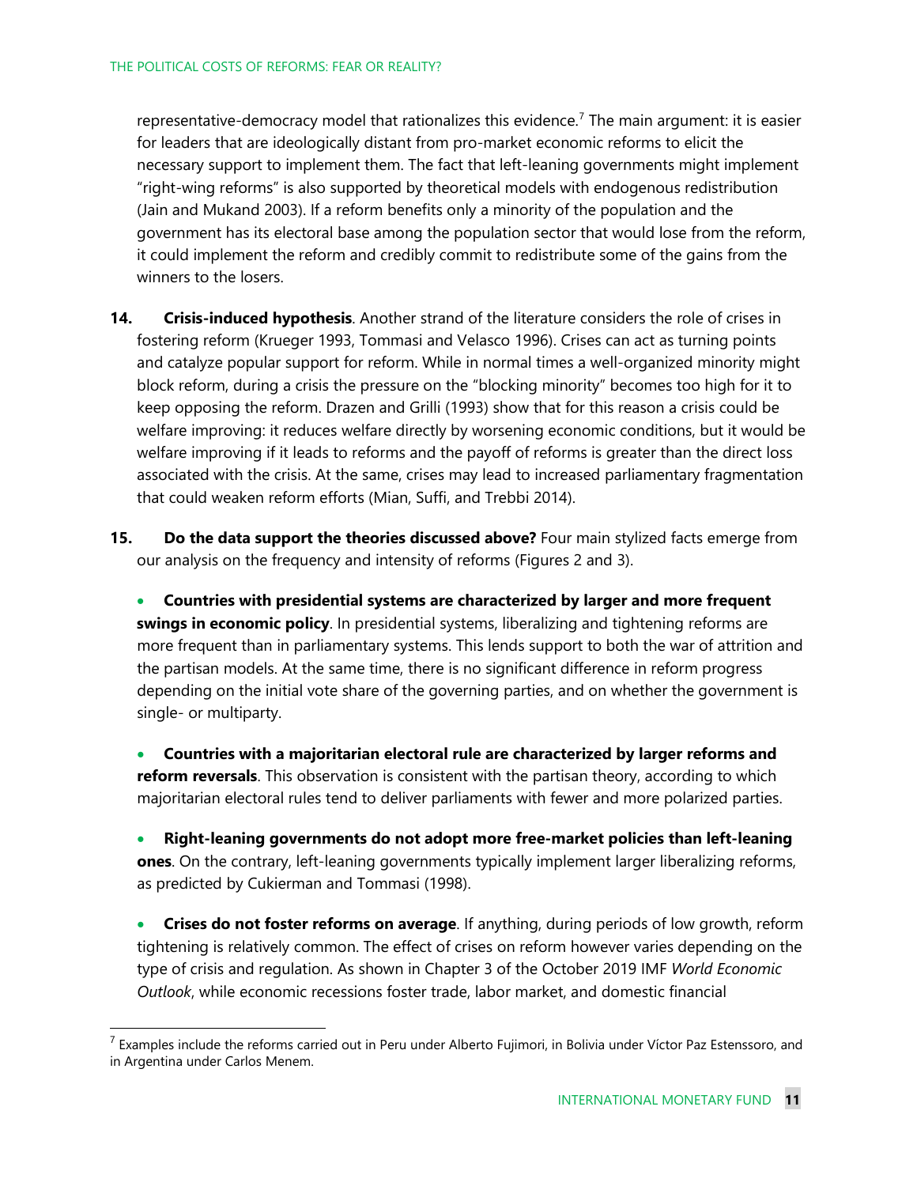representative-democracy model that rationalizes this evidence.[7] The main argument: it is easier for leaders that are ideologically distant from pro-market economic reforms to elicit the necessary support to implement them. The fact that left-leaning governments might implement "right-wing reforms" is also supported by theoretical models with endogenous redistribution (Jain and Mukand 2003). If a reform benefits only a minority of the population and the government has its electoral base among the population sector that would lose from the reform, it could implement the reform and credibly commit to redistribute some of the gains from the winners to the losers.

**14. Crisis-induced hypothesis**. Another strand of the literature considers the role of crises in fostering reform (Krueger 1993, Tommasi and Velasco 1996). Crises can act as turning points and catalyze popular support for reform. While in normal times a well-organized minority might block reform, during a crisis the pressure on the "blocking minority" becomes too high for it to keep opposing the reform. Drazen and Grilli (1993) show that for this reason a crisis could be welfare improving: it reduces welfare directly by worsening economic conditions, but it would be welfare improving if it leads to reforms and the payoff of reforms is greater than the direct loss associated with the crisis. At the same, crises may lead to increased parliamentary fragmentation that could weaken reform efforts (Mian, Suffi, and Trebbi 2014).

**15. Do the data support the theories discussed above?** Four main stylized facts emerge from our analysis on the frequency and intensity of reforms (Figures 2 and 3).

- **Countries with presidential systems are characterized by larger and more frequent swings in economic policy**. In presidential systems, liberalizing and tightening reforms are more frequent than in parliamentary systems. This lends support to both the war of attrition and the partisan models. At the same time, there is no significant difference in reform progress depending on the initial vote share of the governing parties, and on whether the government is single- or multiparty.

- **Countries with a majoritarian electoral rule are characterized by larger reforms and reform reversals**. This observation is consistent with the partisan theory, according to which majoritarian electoral rules tend to deliver parliaments with fewer and more polarized parties.

- **Right-leaning governments do not adopt more free-market policies than left-leaning ones**. On the contrary, left-leaning governments typically implement larger liberalizing reforms, as predicted by Cukierman and Tommasi (1998).

- **Crises do not foster reforms on average**. If anything, during periods of low growth, reform tightening is relatively common. The effect of crises on reform however varies depending on the type of crisis and regulation. As shown in Chapter 3 of the October 2019 IMF *World Economic Outlook*, while economic recessions foster trade, labor market, and domestic financial

[7] Examples include the reforms carried out in Peru under Alberto Fujimori, in Bolivia under Víctor Paz Estenssoro, and in Argentina under Carlos Menem.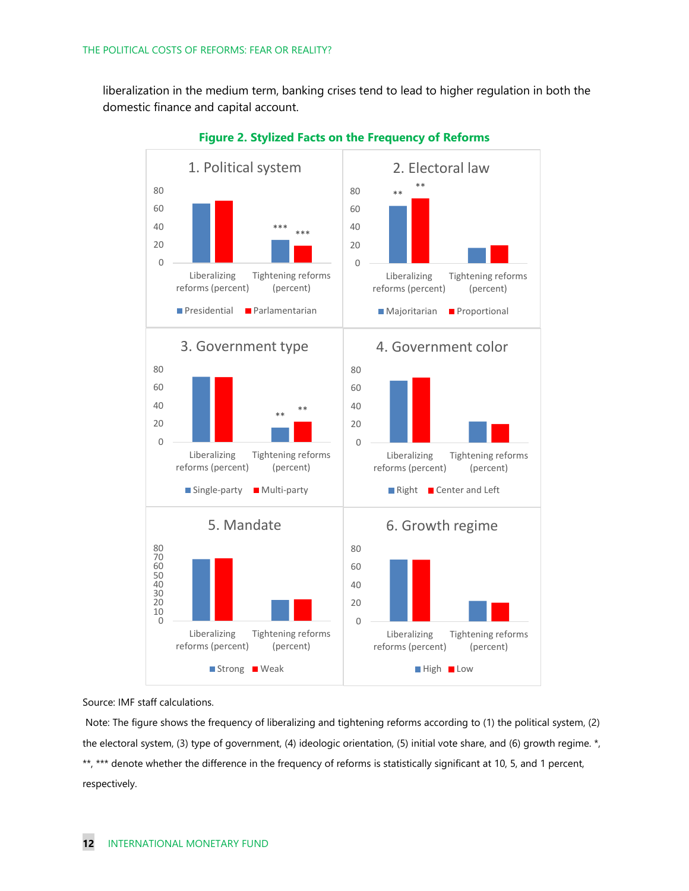liberalization in the medium term, banking crises tend to lead to higher regulation in both the domestic finance and capital account.

**Figure 2. Stylized Facts on the Frequency of Reforms**

Source: IMF staff calculations.

Note: The figure shows the frequency of liberalizing and tightening reforms according to (1) the political system, (2) the electoral system, (3) type of government, (4) ideologic orientation, (5) initial vote share, and (6) growth regime. *, **, *** denote whether the difference in the frequency of reforms is statistically significant at 10, 5, and 1 percent, respectively.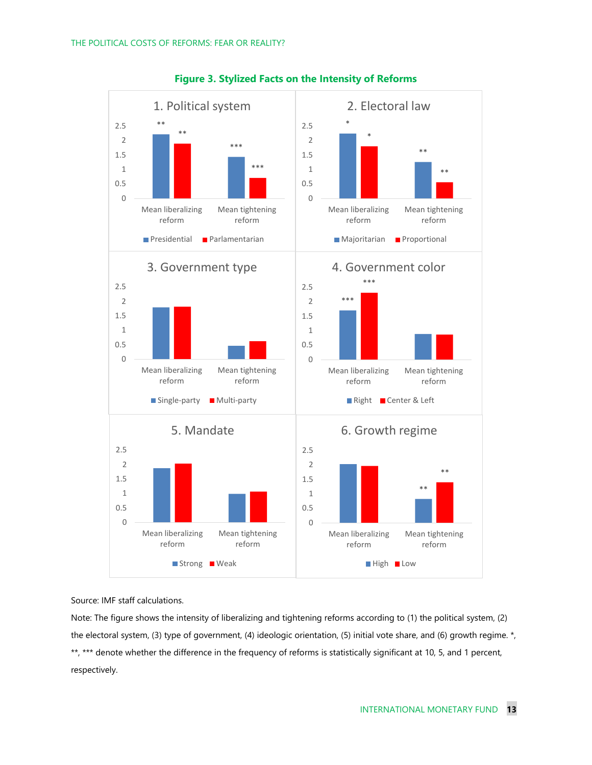**Figure 3. Stylized Facts on the Intensity of Reforms**

Source: IMF staff calculations.

Note: The figure shows the intensity of liberalizing and tightening reforms according to (1) the political system, (2) the electoral system, (3) type of government, (4) ideologic orientation, (5) initial vote share, and (6) growth regime. *, **, *** denote whether the difference in the frequency of reforms is statistically significant at 10, 5, and 1 percent, respectively.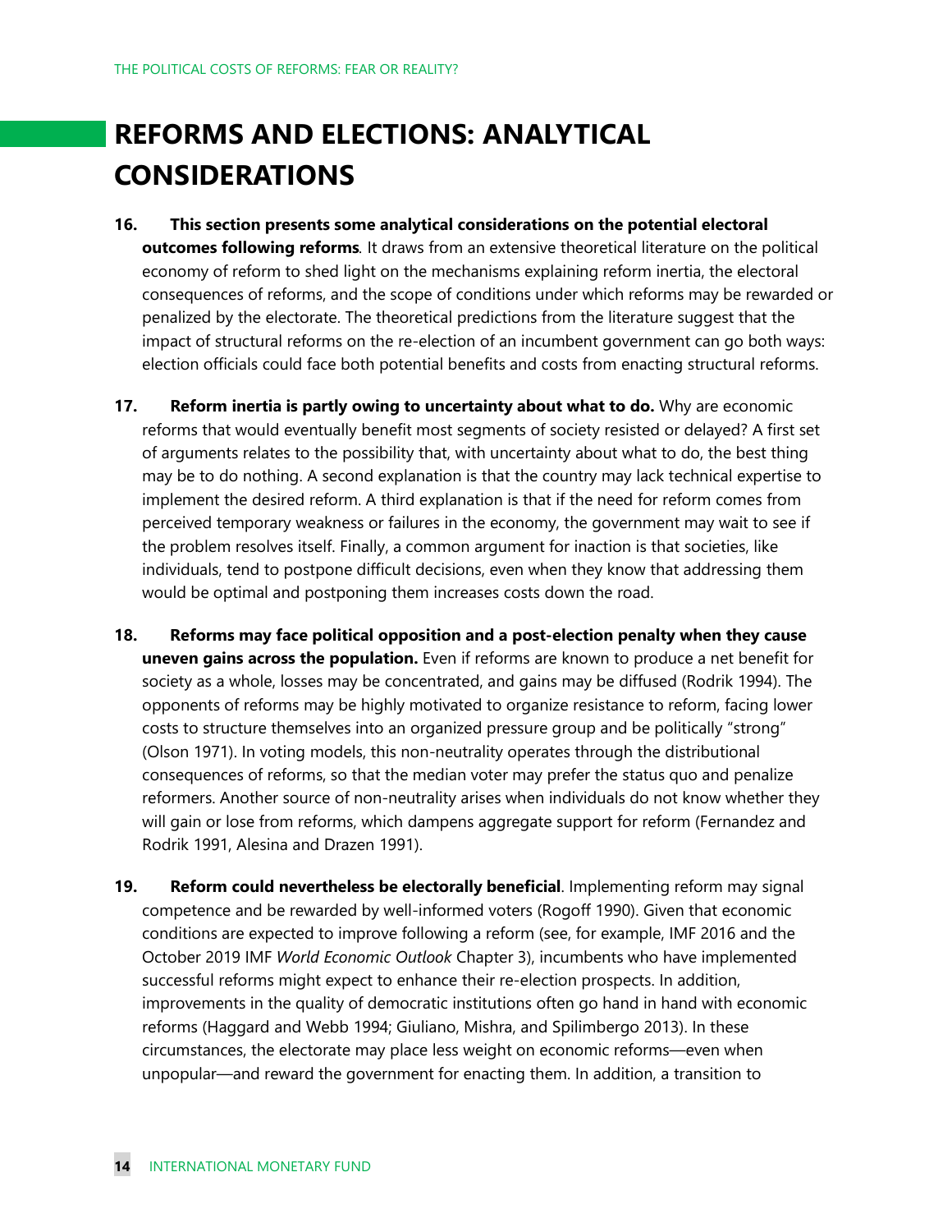## REFORMS AND ELECTIONS: ANALYTICAL CONSIDERATIONS

16. **This section presents some analytical considerations on the potential electoral outcomes following reforms**. It draws from an extensive theoretical literature on the political economy of reform to shed light on the mechanisms explaining reform inertia, the electoral consequences of reforms, and the scope of conditions under which reforms may be rewarded or penalized by the electorate. The theoretical predictions from the literature suggest that the impact of structural reforms on the re-election of an incumbent government can go both ways: election officials could face both potential benefits and costs from enacting structural reforms.

17. **Reform inertia is partly owing to uncertainty about what to do.** Why are economic reforms that would eventually benefit most segments of society resisted or delayed? A first set of arguments relates to the possibility that, with uncertainty about what to do, the best thing may be to do nothing. A second explanation is that the country may lack technical expertise to implement the desired reform. A third explanation is that if the need for reform comes from perceived temporary weakness or failures in the economy, the government may wait to see if the problem resolves itself. Finally, a common argument for inaction is that societies, like individuals, tend to postpone difficult decisions, even when they know that addressing them would be optimal and postponing them increases costs down the road.

18. **Reforms may face political opposition and a post-election penalty when they cause uneven gains across the population.** Even if reforms are known to produce a net benefit for society as a whole, losses may be concentrated, and gains may be diffused (Rodrik 1994). The opponents of reforms may be highly motivated to organize resistance to reform, facing lower costs to structure themselves into an organized pressure group and be politically "strong" (Olson 1971). In voting models, this non-neutrality operates through the distributional consequences of reforms, so that the median voter may prefer the status quo and penalize reformers. Another source of non-neutrality arises when individuals do not know whether they will gain or lose from reforms, which dampens aggregate support for reform (Fernandez and Rodrik 1991, Alesina and Drazen 1991).

19. **Reform could nevertheless be electorally beneficial**. Implementing reform may signal competence and be rewarded by well-informed voters (Rogoff 1990). Given that economic conditions are expected to improve following a reform (see, for example, IMF 2016 and the October 2019 IMF *World Economic Outlook* Chapter 3), incumbents who have implemented successful reforms might expect to enhance their re-election prospects. In addition, improvements in the quality of democratic institutions often go hand in hand with economic reforms (Haggard and Webb 1994; Giuliano, Mishra, and Spilimbergo 2013). In these circumstances, the electorate may place less weight on economic reforms—even when unpopular—and reward the government for enacting them. In addition, a transition to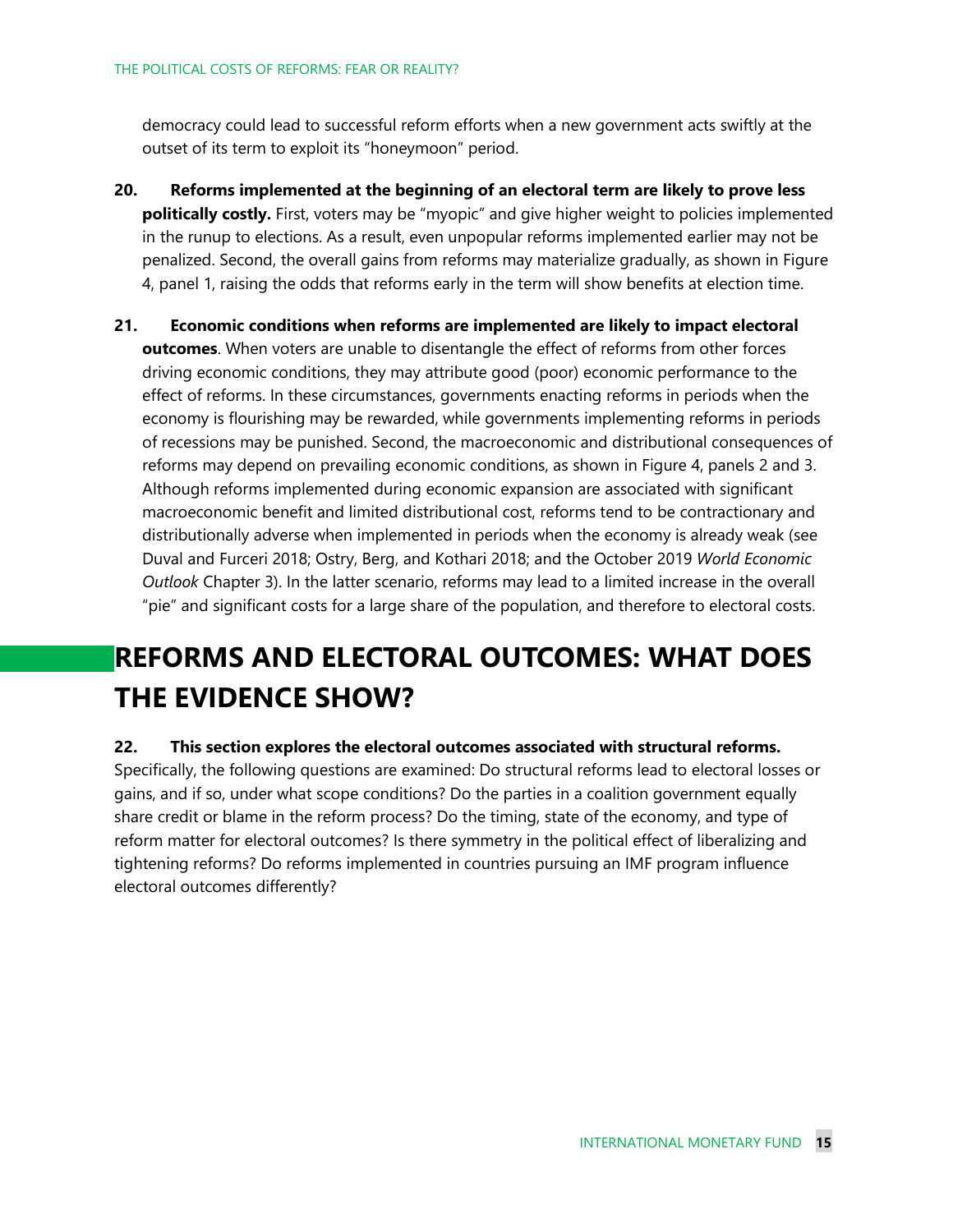democracy could lead to successful reform efforts when a new government acts swiftly at the outset of its term to exploit its "honeymoon" period.

**20. Reforms implemented at the beginning of an electoral term are likely to prove less politically costly.** First, voters may be "myopic" and give higher weight to policies implemented in the runup to elections. As a result, even unpopular reforms implemented earlier may not be penalized. Second, the overall gains from reforms may materialize gradually, as shown in Figure 4, panel 1, raising the odds that reforms early in the term will show benefits at election time.

**21. Economic conditions when reforms are implemented are likely to impact electoral outcomes**. When voters are unable to disentangle the effect of reforms from other forces driving economic conditions, they may attribute good (poor) economic performance to the effect of reforms. In these circumstances, governments enacting reforms in periods when the economy is flourishing may be rewarded, while governments implementing reforms in periods of recessions may be punished. Second, the macroeconomic and distributional consequences of reforms may depend on prevailing economic conditions, as shown in Figure 4, panels 2 and 3. Although reforms implemented during economic expansion are associated with significant macroeconomic benefit and limited distributional cost, reforms tend to be contractionary and distributionally adverse when implemented in periods when the economy is already weak (see Duval and Furceri 2018; Ostry, Berg, and Kothari 2018; and the October 2019 *World Economic Outlook* Chapter 3). In the latter scenario, reforms may lead to a limited increase in the overall "pie" and significant costs for a large share of the population, and therefore to electoral costs.

# REFORMS AND ELECTORAL OUTCOMES: WHAT DOES THE EVIDENCE SHOW?

**22. This section explores the electoral outcomes associated with structural reforms.** Specifically, the following questions are examined: Do structural reforms lead to electoral losses or gains, and if so, under what scope conditions? Do the parties in a coalition government equally share credit or blame in the reform process? Do the timing, state of the economy, and type of reform matter for electoral outcomes? Is there symmetry in the political effect of liberalizing and tightening reforms? Do reforms implemented in countries pursuing an IMF program influence electoral outcomes differently?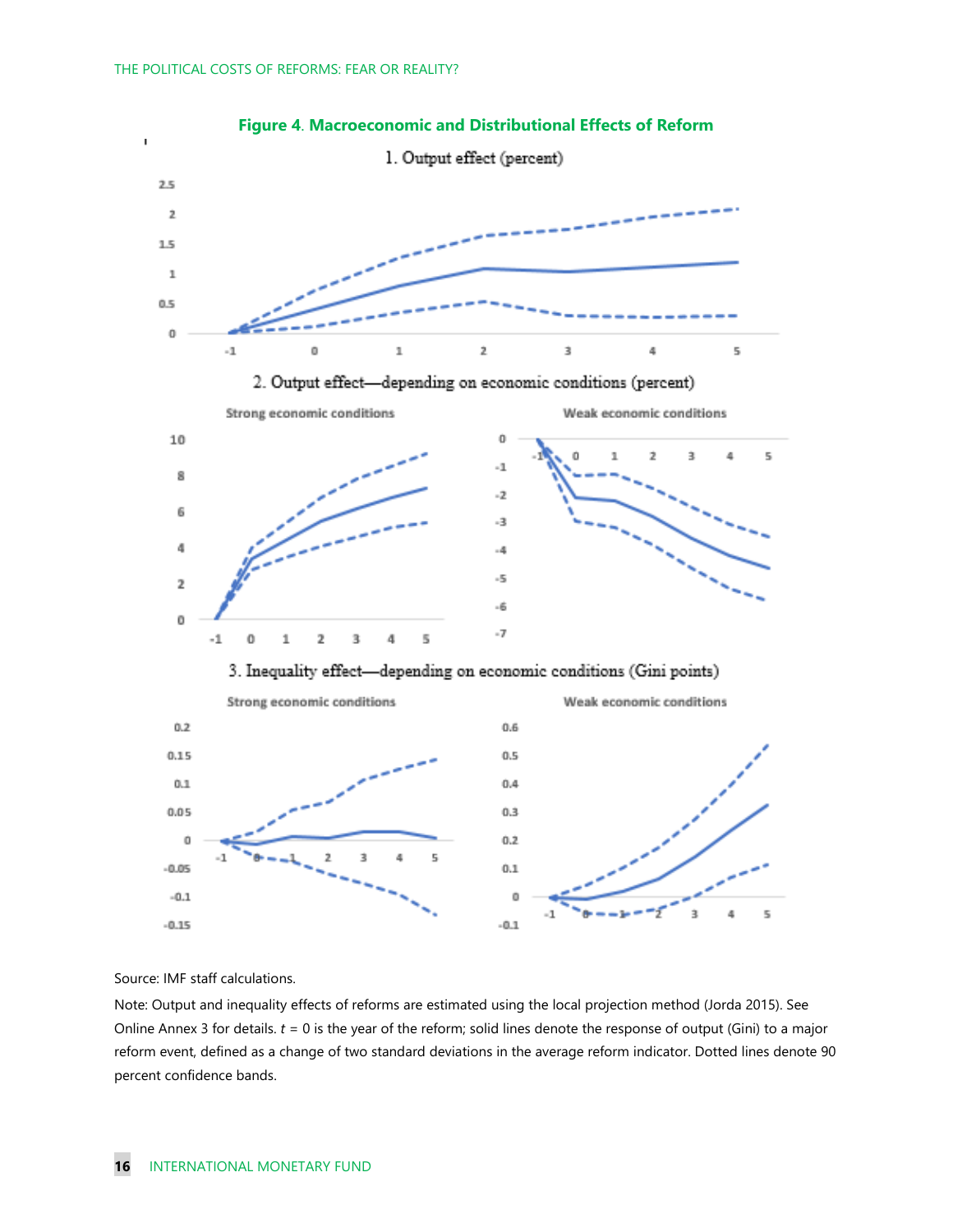**Figure 4. Macroeconomic and Distributional Effects of Reform**

1. Output effect (percent)

2. Output effect—depending on economic conditions (percent)

Strong economic conditions

Weak economic conditions

3. Inequality effect—depending on economic conditions (Gini points)

Strong economic conditions

Weak economic conditions

Source: IMF staff calculations.

Note: Output and inequality effects of reforms are estimated using the local projection method (Jorda 2015). See Online Annex 3 for details. *t* = 0 is the year of the reform; solid lines denote the response of output (Gini) to a major reform event, defined as a change of two standard deviations in the average reform indicator. Dotted lines denote 90 percent confidence bands.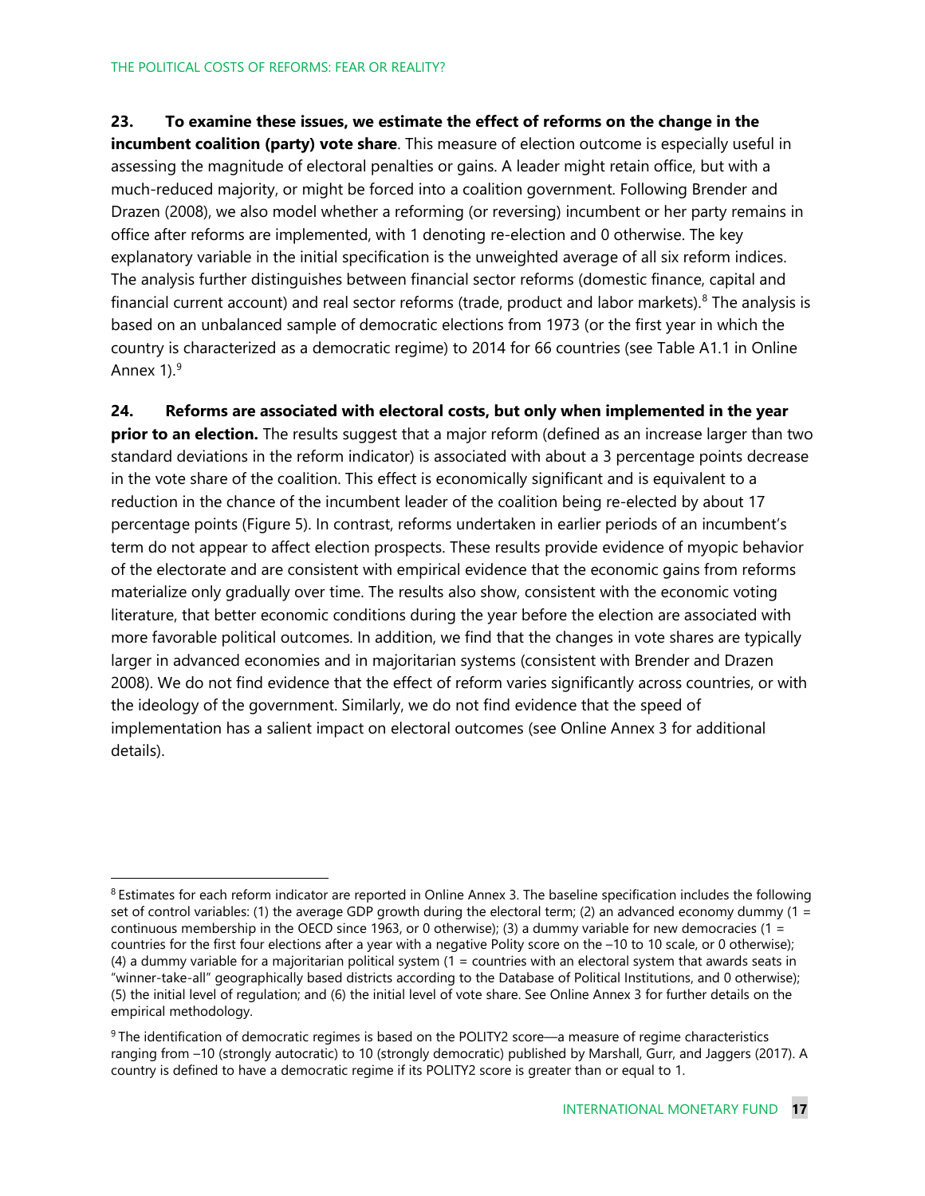**23. To examine these issues, we estimate the effect of reforms on the change in the incumbent coalition (party) vote share**. This measure of election outcome is especially useful in assessing the magnitude of electoral penalties or gains. A leader might retain office, but with a much-reduced majority, or might be forced into a coalition government. Following Brender and Drazen (2008), we also model whether a reforming (or reversing) incumbent or her party remains in office after reforms are implemented, with 1 denoting re-election and 0 otherwise. The key explanatory variable in the initial specification is the unweighted average of all six reform indices. The analysis further distinguishes between financial sector reforms (domestic finance, capital and financial current account) and real sector reforms (trade, product and labor markets).[8] The analysis is based on an unbalanced sample of democratic elections from 1973 (or the first year in which the country is characterized as a democratic regime) to 2014 for 66 countries (see Table A1.1 in Online Annex 1).[9]

**24. Reforms are associated with electoral costs, but only when implemented in the year prior to an election.** The results suggest that a major reform (defined as an increase larger than two standard deviations in the reform indicator) is associated with about a 3 percentage points decrease in the vote share of the coalition. This effect is economically significant and is equivalent to a reduction in the chance of the incumbent leader of the coalition being re-elected by about 17 percentage points (Figure 5). In contrast, reforms undertaken in earlier periods of an incumbent's term do not appear to affect election prospects. These results provide evidence of myopic behavior of the electorate and are consistent with empirical evidence that the economic gains from reforms materialize only gradually over time. The results also show, consistent with the economic voting literature, that better economic conditions during the year before the election are associated with more favorable political outcomes. In addition, we find that the changes in vote shares are typically larger in advanced economies and in majoritarian systems (consistent with Brender and Drazen 2008). We do not find evidence that the effect of reform varies significantly across countries, or with the ideology of the government. Similarly, we do not find evidence that the speed of implementation has a salient impact on electoral outcomes (see Online Annex 3 for additional details).

---

[8] Estimates for each reform indicator are reported in Online Annex 3. The baseline specification includes the following set of control variables: (1) the average GDP growth during the electoral term; (2) an advanced economy dummy (1 = continuous membership in the OECD since 1963, or 0 otherwise); (3) a dummy variable for new democracies (1 = countries for the first four elections after a year with a negative Polity score on the −10 to 10 scale, or 0 otherwise); (4) a dummy variable for a majoritarian political system (1 = countries with an electoral system that awards seats in "winner-take-all" geographically based districts according to the Database of Political Institutions, and 0 otherwise); (5) the initial level of regulation; and (6) the initial level of vote share. See Online Annex 3 for further details on the empirical methodology.

[9] The identification of democratic regimes is based on the POLITY2 score—a measure of regime characteristics ranging from −10 (strongly autocratic) to 10 (strongly democratic) published by Marshall, Gurr, and Jaggers (2017). A country is defined to have a democratic regime if its POLITY2 score is greater than or equal to 1.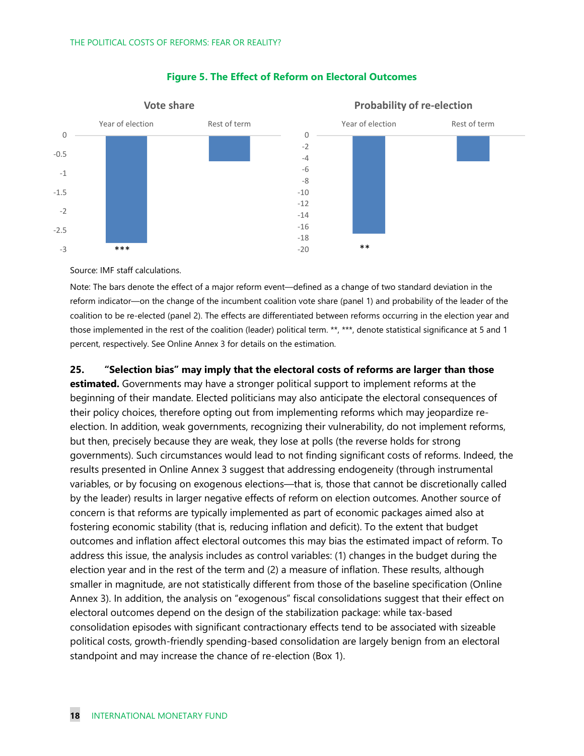**Figure 5. The Effect of Reform on Electoral Outcomes**

Source: IMF staff calculations.

Note: The bars denote the effect of a major reform event—defined as a change of two standard deviation in the reform indicator—on the change of the incumbent coalition vote share (panel 1) and probability of the leader of the coalition to be re-elected (panel 2). The effects are differentiated between reforms occurring in the election year and those implemented in the rest of the coalition (leader) political term. **, ***, denote statistical significance at 5 and 1 percent, respectively. See Online Annex 3 for details on the estimation.

**25. "Selection bias" may imply that the electoral costs of reforms are larger than those estimated.** Governments may have a stronger political support to implement reforms at the beginning of their mandate. Elected politicians may also anticipate the electoral consequences of their policy choices, therefore opting out from implementing reforms which may jeopardize re-election. In addition, weak governments, recognizing their vulnerability, do not implement reforms, but then, precisely because they are weak, they lose at polls (the reverse holds for strong governments). Such circumstances would lead to not finding significant costs of reforms. Indeed, the results presented in Online Annex 3 suggest that addressing endogeneity (through instrumental variables, or by focusing on exogenous elections—that is, those that cannot be discretionally called by the leader) results in larger negative effects of reform on election outcomes. Another source of concern is that reforms are typically implemented as part of economic packages aimed also at fostering economic stability (that is, reducing inflation and deficit). To the extent that budget outcomes and inflation affect electoral outcomes this may bias the estimated impact of reform. To address this issue, the analysis includes as control variables: (1) changes in the budget during the election year and in the rest of the term and (2) a measure of inflation. These results, although smaller in magnitude, are not statistically different from those of the baseline specification (Online Annex 3). In addition, the analysis on "exogenous" fiscal consolidations suggest that their effect on electoral outcomes depend on the design of the stabilization package: while tax-based consolidation episodes with significant contractionary effects tend to be associated with sizeable political costs, growth-friendly spending-based consolidation are largely benign from an electoral standpoint and may increase the chance of re-election (Box 1).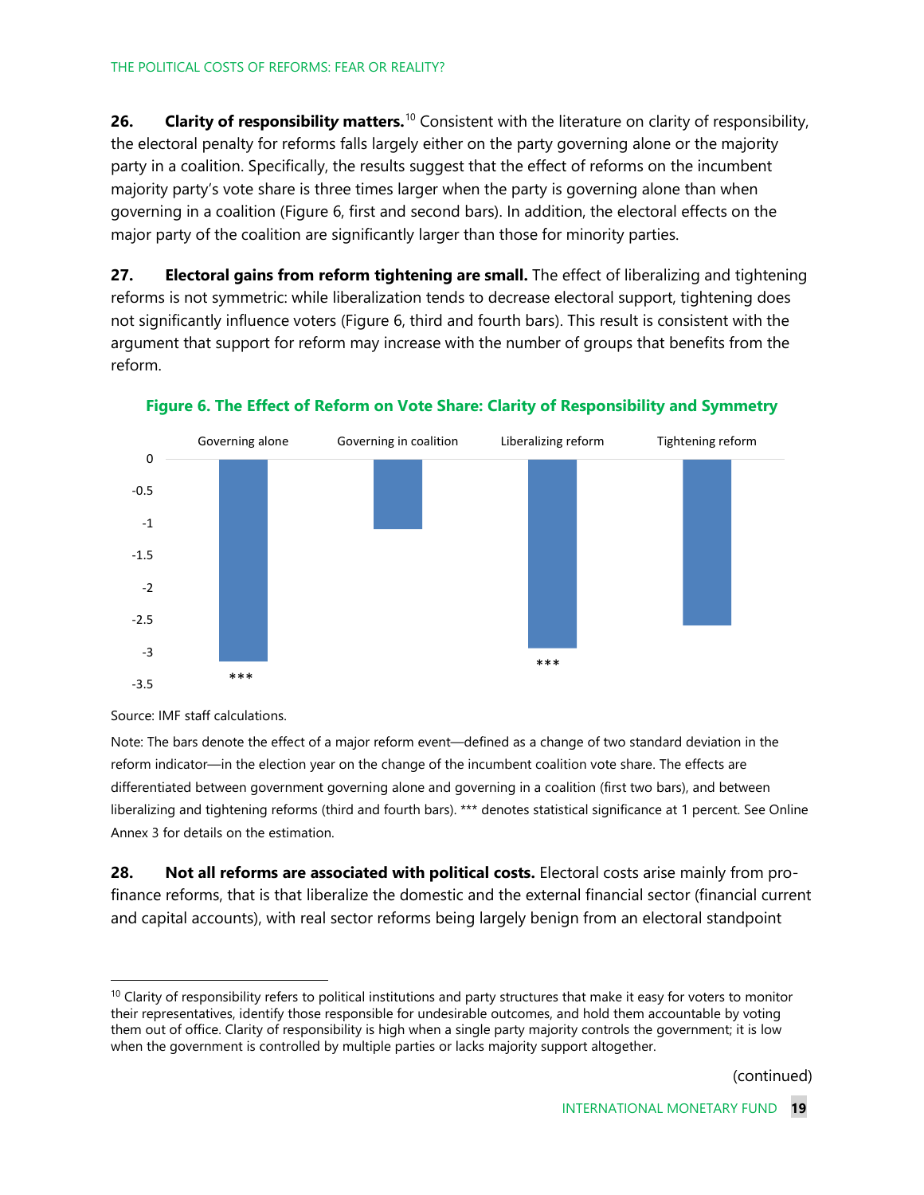**26. Clarity of responsibility matters.**[10] Consistent with the literature on clarity of responsibility, the electoral penalty for reforms falls largely either on the party governing alone or the majority party in a coalition. Specifically, the results suggest that the effect of reforms on the incumbent majority party's vote share is three times larger when the party is governing alone than when governing in a coalition (Figure 6, first and second bars). In addition, the electoral effects on the major party of the coalition are significantly larger than those for minority parties.

**27. Electoral gains from reform tightening are small.** The effect of liberalizing and tightening reforms is not symmetric: while liberalization tends to decrease electoral support, tightening does not significantly influence voters (Figure 6, third and fourth bars). This result is consistent with the argument that support for reform may increase with the number of groups that benefits from the reform.

**Figure 6. The Effect of Reform on Vote Share: Clarity of Responsibility and Symmetry**

| | Governing alone | Governing in coalition | Liberalizing reform | Tightening reform |
|---|---|---|---|---|
| Effect (approx.) | -3.15*** | -1.1 | -2.95*** | -2.6 |

Source: IMF staff calculations.

Note: The bars denote the effect of a major reform event—defined as a change of two standard deviation in the reform indicator—in the election year on the change of the incumbent coalition vote share. The effects are differentiated between government governing alone and governing in a coalition (first two bars), and between liberalizing and tightening reforms (third and fourth bars). *** denotes statistical significance at 1 percent. See Online Annex 3 for details on the estimation.

**28. Not all reforms are associated with political costs.** Electoral costs arise mainly from pro-finance reforms, that is that liberalize the domestic and the external financial sector (financial current and capital accounts), with real sector reforms being largely benign from an electoral standpoint

[10] Clarity of responsibility refers to political institutions and party structures that make it easy for voters to monitor their representatives, identify those responsible for undesirable outcomes, and hold them accountable by voting them out of office. Clarity of responsibility is high when a single party majority controls the government; it is low when the government is controlled by multiple parties or lacks majority support altogether.

(continued)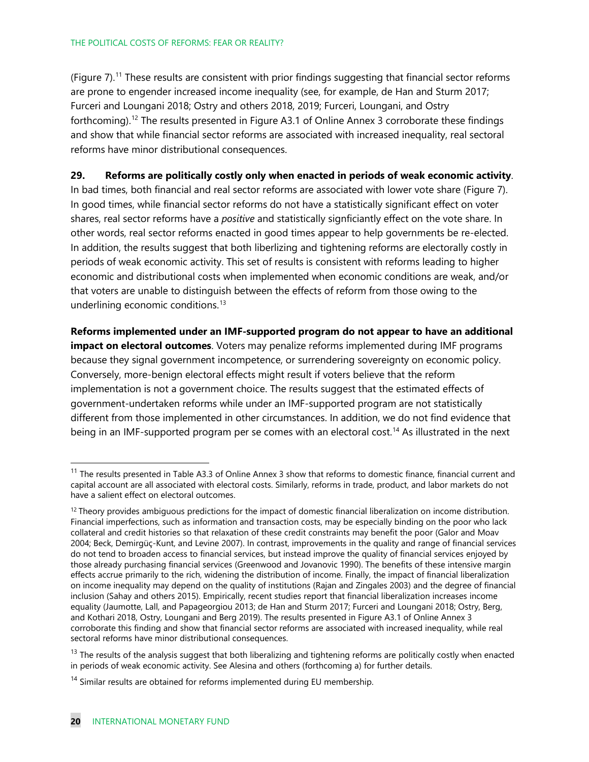(Figure 7).[11] These results are consistent with prior findings suggesting that financial sector reforms are prone to engender increased income inequality (see, for example, de Han and Sturm 2017; Furceri and Loungani 2018; Ostry and others 2018, 2019; Furceri, Loungani, and Ostry forthcoming).[12] The results presented in Figure A3.1 of Online Annex 3 corroborate these findings and show that while financial sector reforms are associated with increased inequality, real sectoral reforms have minor distributional consequences.

**29. Reforms are politically costly only when enacted in periods of weak economic activity**. In bad times, both financial and real sector reforms are associated with lower vote share (Figure 7). In good times, while financial sector reforms do not have a statistically significant effect on voter shares, real sector reforms have a *positive* and statistically signficiantly effect on the vote share. In other words, real sector reforms enacted in good times appear to help governments be re-elected. In addition, the results suggest that both liberlizing and tightening reforms are electorally costly in periods of weak economic activity. This set of results is consistent with reforms leading to higher economic and distributional costs when implemented when economic conditions are weak, and/or that voters are unable to distinguish between the effects of reform from those owing to the underlining economic conditions.[13]

**Reforms implemented under an IMF-supported program do not appear to have an additional impact on electoral outcomes**. Voters may penalize reforms implemented during IMF programs because they signal government incompetence, or surrendering sovereignty on economic policy. Conversely, more-benign electoral effects might result if voters believe that the reform implementation is not a government choice. The results suggest that the estimated effects of government-undertaken reforms while under an IMF-supported program are not statistically different from those implemented in other circumstances. In addition, we do not find evidence that being in an IMF-supported program per se comes with an electoral cost.[14] As illustrated in the next

---

[11] The results presented in Table A3.3 of Online Annex 3 show that reforms to domestic finance, financial current and capital account are all associated with electoral costs. Similarly, reforms in trade, product, and labor markets do not have a salient effect on electoral outcomes.

[12] Theory provides ambiguous predictions for the impact of domestic financial liberalization on income distribution. Financial imperfections, such as information and transaction costs, may be especially binding on the poor who lack collateral and credit histories so that relaxation of these credit constraints may benefit the poor (Galor and Moav 2004; Beck, Demirgüç-Kunt, and Levine 2007). In contrast, improvements in the quality and range of financial services do not tend to broaden access to financial services, but instead improve the quality of financial services enjoyed by those already purchasing financial services (Greenwood and Jovanovic 1990). The benefits of these intensive margin effects accrue primarily to the rich, widening the distribution of income. Finally, the impact of financial liberalization on income inequality may depend on the quality of institutions (Rajan and Zingales 2003) and the degree of financial inclusion (Sahay and others 2015). Empirically, recent studies report that financial liberalization increases income equality (Jaumotte, Lall, and Papageorgiou 2013; de Han and Sturm 2017; Furceri and Loungani 2018; Ostry, Berg, and Kothari 2018, Ostry, Loungani and Berg 2019). The results presented in Figure A3.1 of Online Annex 3 corroborate this finding and show that financial sector reforms are associated with increased inequality, while real sectoral reforms have minor distributional consequences.

[13] The results of the analysis suggest that both liberalizing and tightening reforms are politically costly when enacted in periods of weak economic activity. See Alesina and others (forthcoming a) for further details.

[14] Similar results are obtained for reforms implemented during EU membership.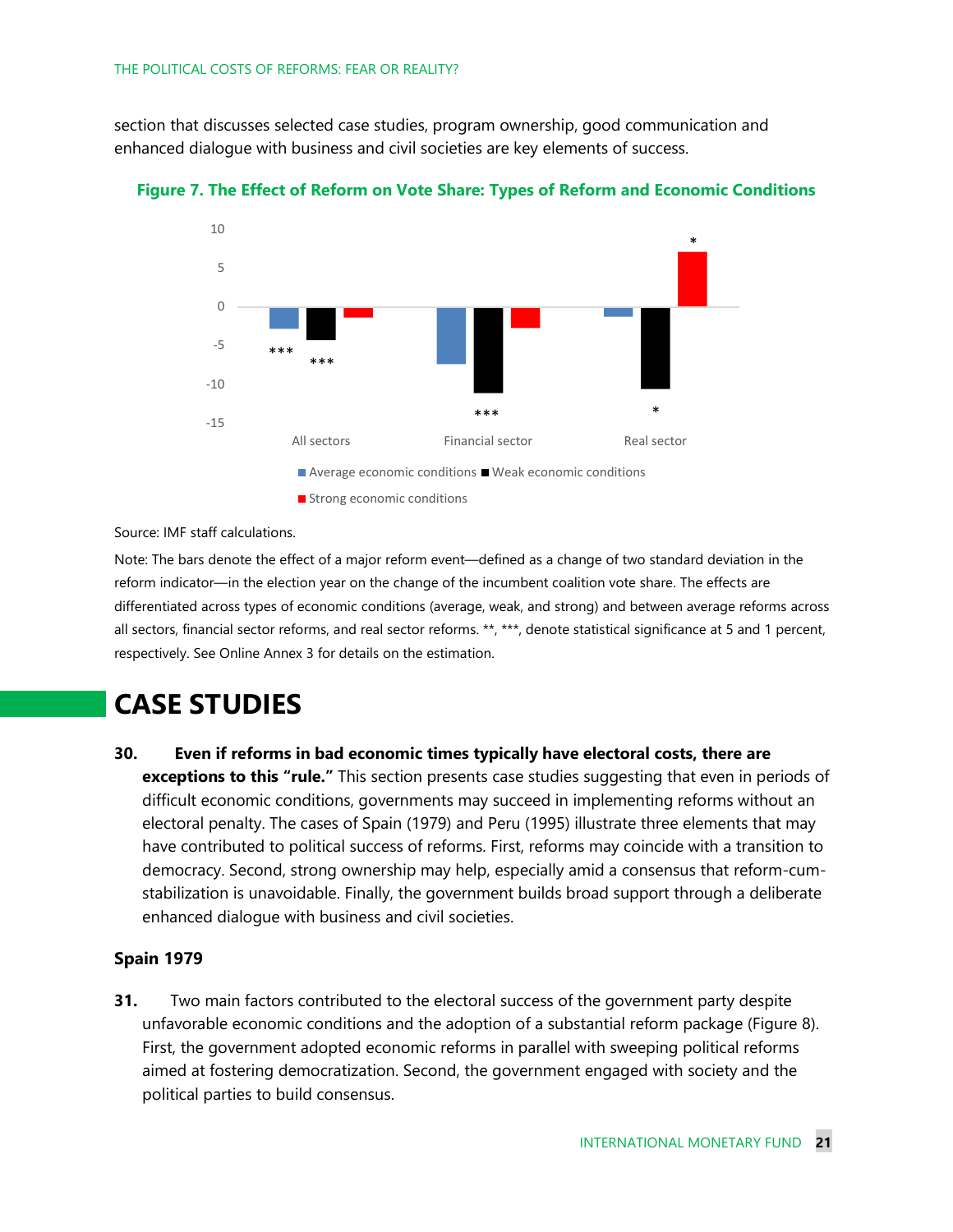section that discusses selected case studies, program ownership, good communication and enhanced dialogue with business and civil societies are key elements of success.

**Figure 7. The Effect of Reform on Vote Share: Types of Reform and Economic Conditions**

Source: IMF staff calculations.

Note: The bars denote the effect of a major reform event—defined as a change of two standard deviation in the reform indicator—in the election year on the change of the incumbent coalition vote share. The effects are differentiated across types of economic conditions (average, weak, and strong) and between average reforms across all sectors, financial sector reforms, and real sector reforms. **, ***, denote statistical significance at 5 and 1 percent, respectively. See Online Annex 3 for details on the estimation.

# CASE STUDIES

**30. Even if reforms in bad economic times typically have electoral costs, there are exceptions to this "rule."** This section presents case studies suggesting that even in periods of difficult economic conditions, governments may succeed in implementing reforms without an electoral penalty. The cases of Spain (1979) and Peru (1995) illustrate three elements that may have contributed to political success of reforms. First, reforms may coincide with a transition to democracy. Second, strong ownership may help, especially amid a consensus that reform-cum-stabilization is unavoidable. Finally, the government builds broad support through a deliberate enhanced dialogue with business and civil societies.

### Spain 1979

**31.** Two main factors contributed to the electoral success of the government party despite unfavorable economic conditions and the adoption of a substantial reform package (Figure 8). First, the government adopted economic reforms in parallel with sweeping political reforms aimed at fostering democratization. Second, the government engaged with society and the political parties to build consensus.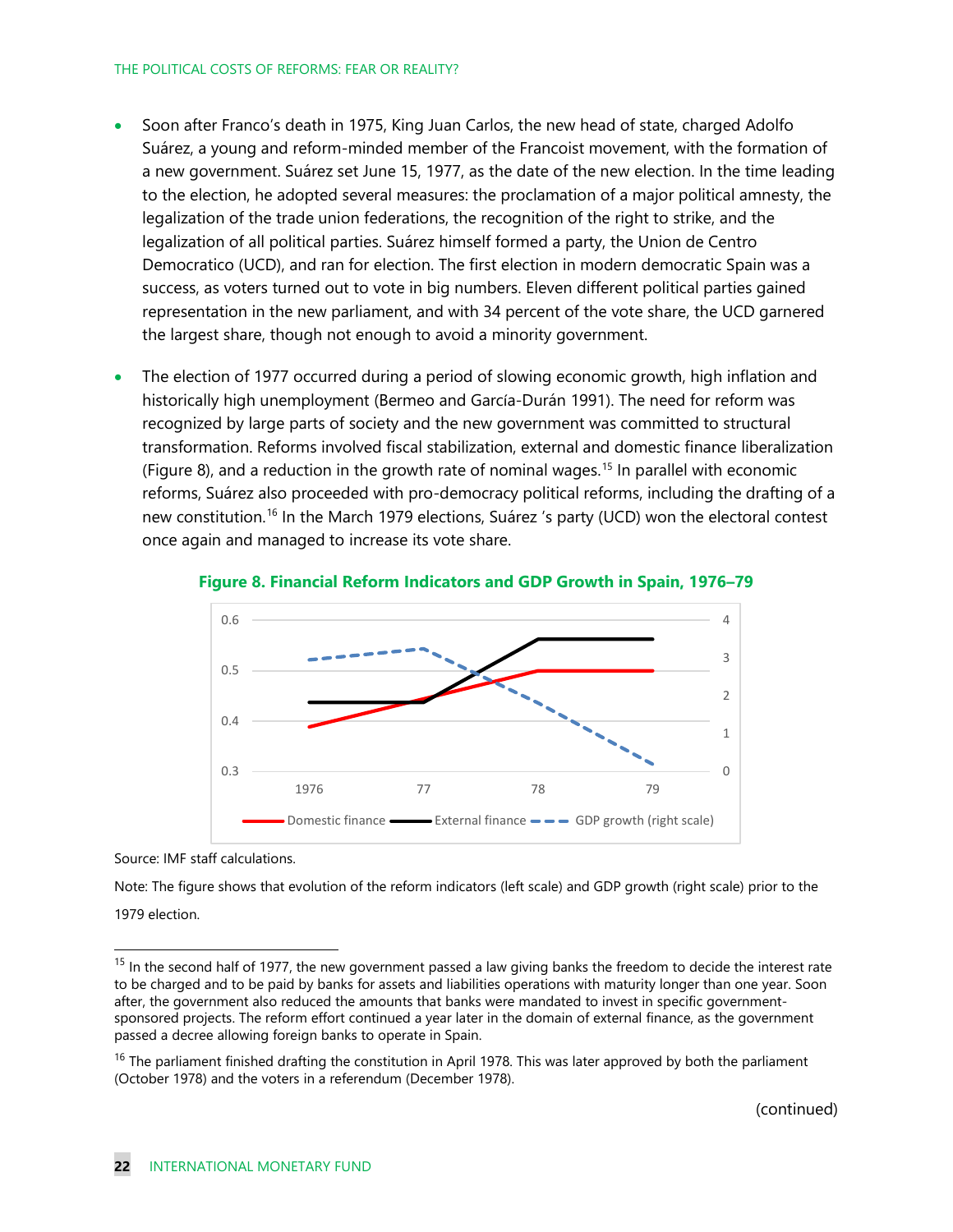- Soon after Franco's death in 1975, King Juan Carlos, the new head of state, charged Adolfo Suárez, a young and reform-minded member of the Francoist movement, with the formation of a new government. Suárez set June 15, 1977, as the date of the new election. In the time leading to the election, he adopted several measures: the proclamation of a major political amnesty, the legalization of the trade union federations, the recognition of the right to strike, and the legalization of all political parties. Suárez himself formed a party, the Union de Centro Democratico (UCD), and ran for election. The first election in modern democratic Spain was a success, as voters turned out to vote in big numbers. Eleven different political parties gained representation in the new parliament, and with 34 percent of the vote share, the UCD garnered the largest share, though not enough to avoid a minority government.

- The election of 1977 occurred during a period of slowing economic growth, high inflation and historically high unemployment (Bermeo and García-Durán 1991). The need for reform was recognized by large parts of society and the new government was committed to structural transformation. Reforms involved fiscal stabilization, external and domestic finance liberalization (Figure 8), and a reduction in the growth rate of nominal wages.[15] In parallel with economic reforms, Suárez also proceeded with pro-democracy political reforms, including the drafting of a new constitution.[16] In the March 1979 elections, Suárez 's party (UCD) won the electoral contest once again and managed to increase its vote share.

**Figure 8. Financial Reform Indicators and GDP Growth in Spain, 1976–79**

Source: IMF staff calculations.

Note: The figure shows that evolution of the reform indicators (left scale) and GDP growth (right scale) prior to the 1979 election.

[15] In the second half of 1977, the new government passed a law giving banks the freedom to decide the interest rate to be charged and to be paid by banks for assets and liabilities operations with maturity longer than one year. Soon after, the government also reduced the amounts that banks were mandated to invest in specific government-sponsored projects. The reform effort continued a year later in the domain of external finance, as the government passed a decree allowing foreign banks to operate in Spain.

[16] The parliament finished drafting the constitution in April 1978. This was later approved by both the parliament (October 1978) and the voters in a referendum (December 1978).

(continued)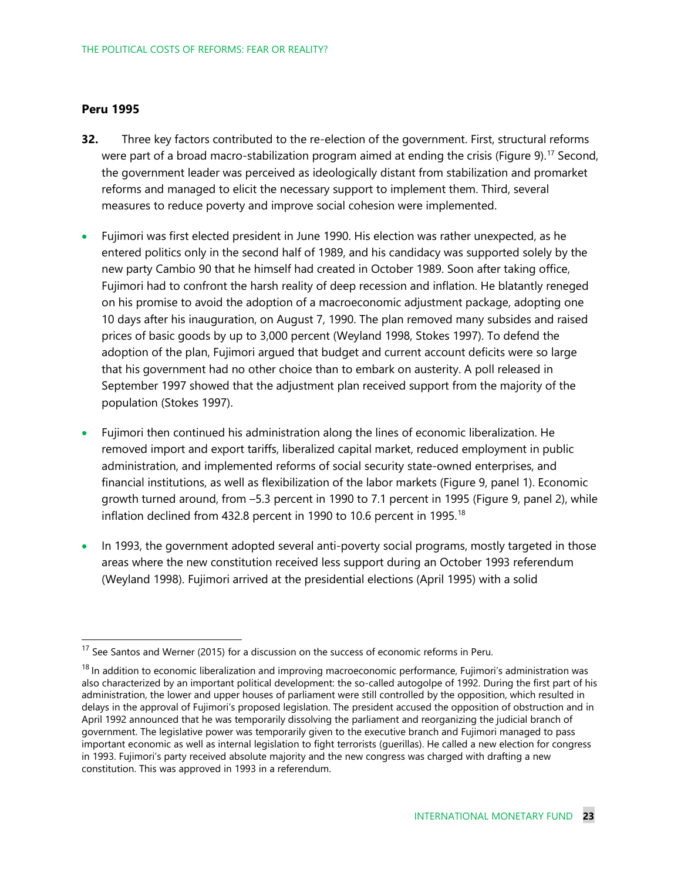### Peru 1995

**32.** Three key factors contributed to the re-election of the government. First, structural reforms were part of a broad macro-stabilization program aimed at ending the crisis (Figure 9).[17] Second, the government leader was perceived as ideologically distant from stabilization and promarket reforms and managed to elicit the necessary support to implement them. Third, several measures to reduce poverty and improve social cohesion were implemented.

- Fujimori was first elected president in June 1990. His election was rather unexpected, as he entered politics only in the second half of 1989, and his candidacy was supported solely by the new party Cambio 90 that he himself had created in October 1989. Soon after taking office, Fujimori had to confront the harsh reality of deep recession and inflation. He blatantly reneged on his promise to avoid the adoption of a macroeconomic adjustment package, adopting one 10 days after his inauguration, on August 7, 1990. The plan removed many subsides and raised prices of basic goods by up to 3,000 percent (Weyland 1998, Stokes 1997). To defend the adoption of the plan, Fujimori argued that budget and current account deficits were so large that his government had no other choice than to embark on austerity. A poll released in September 1997 showed that the adjustment plan received support from the majority of the population (Stokes 1997).

- Fujimori then continued his administration along the lines of economic liberalization. He removed import and export tariffs, liberalized capital market, reduced employment in public administration, and implemented reforms of social security state-owned enterprises, and financial institutions, as well as flexibilization of the labor markets (Figure 9, panel 1). Economic growth turned around, from –5.3 percent in 1990 to 7.1 percent in 1995 (Figure 9, panel 2), while inflation declined from 432.8 percent in 1990 to 10.6 percent in 1995.[18]

- In 1993, the government adopted several anti-poverty social programs, mostly targeted in those areas where the new constitution received less support during an October 1993 referendum (Weyland 1998). Fujimori arrived at the presidential elections (April 1995) with a solid

[17] See Santos and Werner (2015) for a discussion on the success of economic reforms in Peru.

[18] In addition to economic liberalization and improving macroeconomic performance, Fujimori's administration was also characterized by an important political development: the so-called autogolpe of 1992. During the first part of his administration, the lower and upper houses of parliament were still controlled by the opposition, which resulted in delays in the approval of Fujimori's proposed legislation. The president accused the opposition of obstruction and in April 1992 announced that he was temporarily dissolving the parliament and reorganizing the judicial branch of government. The legislative power was temporarily given to the executive branch and Fujimori managed to pass important economic as well as internal legislation to fight terrorists (guerillas). He called a new election for congress in 1993. Fujimori's party received absolute majority and the new congress was charged with drafting a new constitution. This was approved in 1993 in a referendum.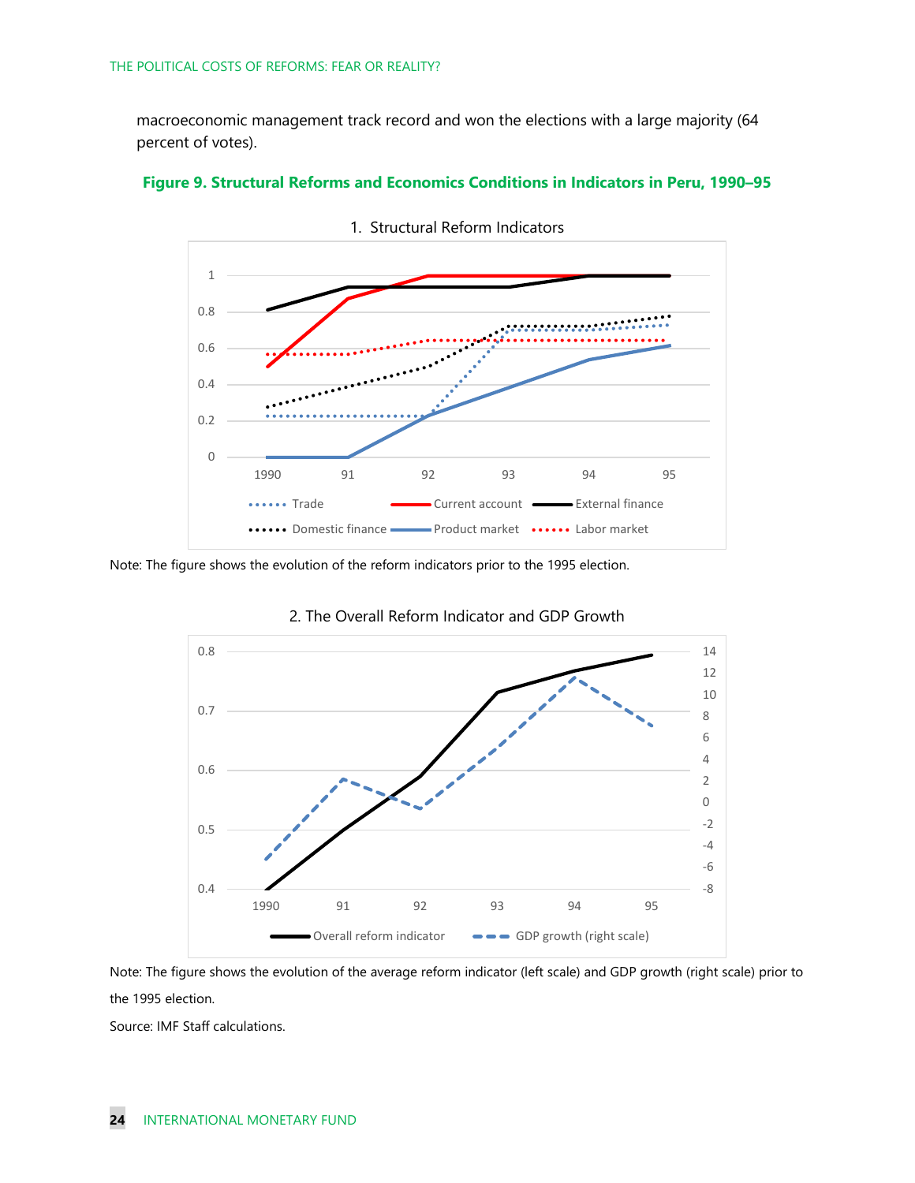macroeconomic management track record and won the elections with a large majority (64 percent of votes).

### Figure 9. Structural Reforms and Economics Conditions in Indicators in Peru, 1990–95

1. Structural Reform Indicators

Note: The figure shows the evolution of the reform indicators prior to the 1995 election.

2. The Overall Reform Indicator and GDP Growth

Note: The figure shows the evolution of the average reform indicator (left scale) and GDP growth (right scale) prior to the 1995 election.

Source: IMF Staff calculations.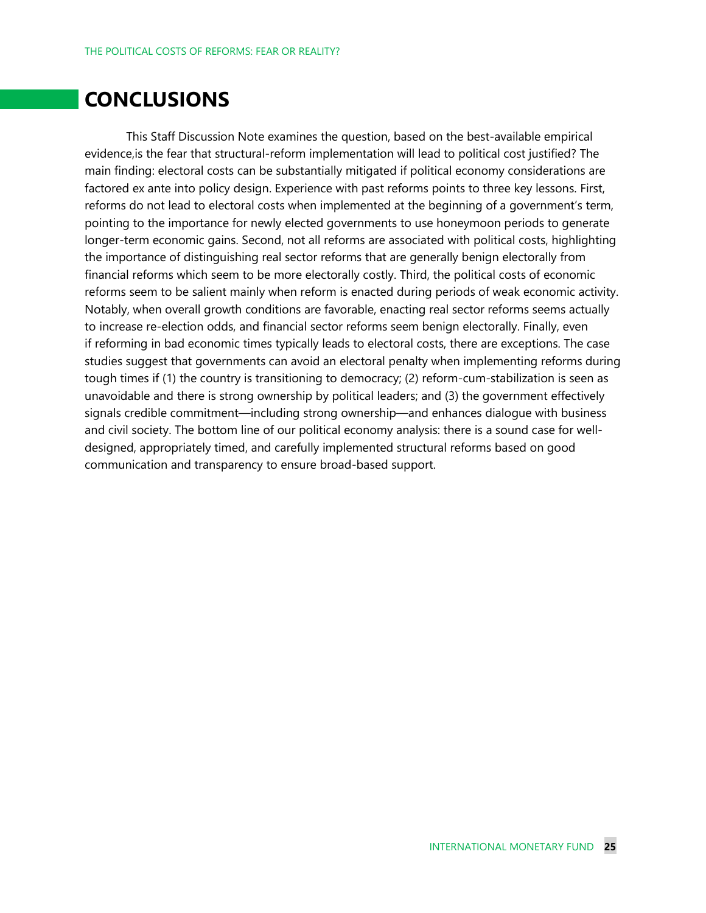# CONCLUSIONS

This Staff Discussion Note examines the question, based on the best-available empirical evidence,is the fear that structural-reform implementation will lead to political cost justified? The main finding: electoral costs can be substantially mitigated if political economy considerations are factored ex ante into policy design. Experience with past reforms points to three key lessons. First, reforms do not lead to electoral costs when implemented at the beginning of a government's term, pointing to the importance for newly elected governments to use honeymoon periods to generate longer-term economic gains. Second, not all reforms are associated with political costs, highlighting the importance of distinguishing real sector reforms that are generally benign electorally from financial reforms which seem to be more electorally costly. Third, the political costs of economic reforms seem to be salient mainly when reform is enacted during periods of weak economic activity. Notably, when overall growth conditions are favorable, enacting real sector reforms seems actually to increase re-election odds, and financial sector reforms seem benign electorally. Finally, even if reforming in bad economic times typically leads to electoral costs, there are exceptions. The case studies suggest that governments can avoid an electoral penalty when implementing reforms during tough times if (1) the country is transitioning to democracy; (2) reform-cum-stabilization is seen as unavoidable and there is strong ownership by political leaders; and (3) the government effectively signals credible commitment—including strong ownership—and enhances dialogue with business and civil society. The bottom line of our political economy analysis: there is a sound case for well-designed, appropriately timed, and carefully implemented structural reforms based on good communication and transparency to ensure broad-based support.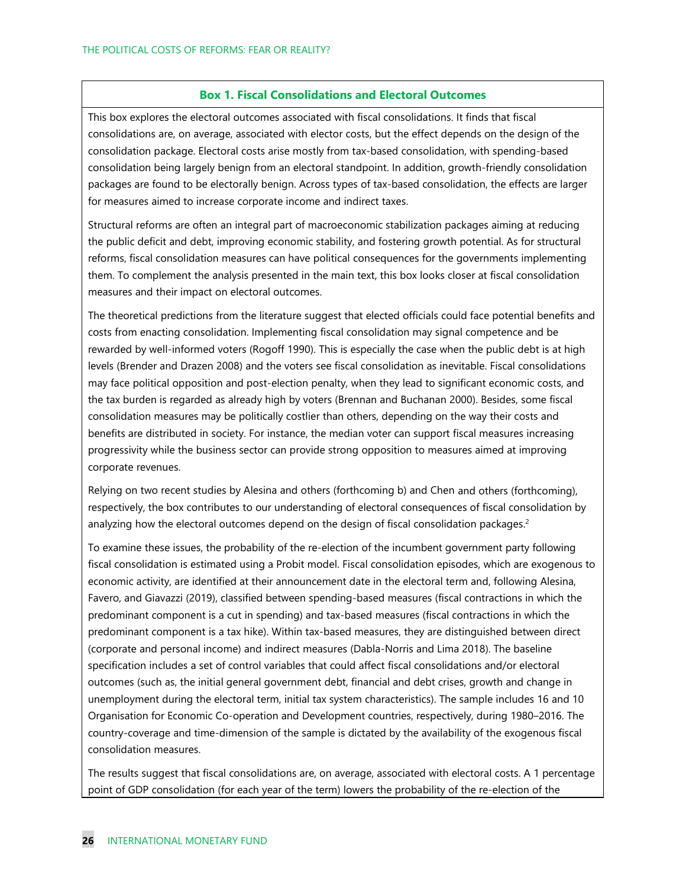### Box 1. Fiscal Consolidations and Electoral Outcomes

This box explores the electoral outcomes associated with fiscal consolidations. It finds that fiscal consolidations are, on average, associated with elector costs, but the effect depends on the design of the consolidation package. Electoral costs arise mostly from tax-based consolidation, with spending-based consolidation being largely benign from an electoral standpoint. In addition, growth-friendly consolidation packages are found to be electorally benign. Across types of tax-based consolidation, the effects are larger for measures aimed to increase corporate income and indirect taxes.

Structural reforms are often an integral part of macroeconomic stabilization packages aiming at reducing the public deficit and debt, improving economic stability, and fostering growth potential. As for structural reforms, fiscal consolidation measures can have political consequences for the governments implementing them. To complement the analysis presented in the main text, this box looks closer at fiscal consolidation measures and their impact on electoral outcomes.

The theoretical predictions from the literature suggest that elected officials could face potential benefits and costs from enacting consolidation. Implementing fiscal consolidation may signal competence and be rewarded by well-informed voters (Rogoff 1990). This is especially the case when the public debt is at high levels (Brender and Drazen 2008) and the voters see fiscal consolidation as inevitable. Fiscal consolidations may face political opposition and post-election penalty, when they lead to significant economic costs, and the tax burden is regarded as already high by voters (Brennan and Buchanan 2000). Besides, some fiscal consolidation measures may be politically costlier than others, depending on the way their costs and benefits are distributed in society. For instance, the median voter can support fiscal measures increasing progressivity while the business sector can provide strong opposition to measures aimed at improving corporate revenues.

Relying on two recent studies by Alesina and others (forthcoming b) and Chen and others (forthcoming), respectively, the box contributes to our understanding of electoral consequences of fiscal consolidation by analyzing how the electoral outcomes depend on the design of fiscal consolidation packages.[2]

To examine these issues, the probability of the re-election of the incumbent government party following fiscal consolidation is estimated using a Probit model. Fiscal consolidation episodes, which are exogenous to economic activity, are identified at their announcement date in the electoral term and, following Alesina, Favero, and Giavazzi (2019), classified between spending-based measures (fiscal contractions in which the predominant component is a cut in spending) and tax-based measures (fiscal contractions in which the predominant component is a tax hike). Within tax-based measures, they are distinguished between direct (corporate and personal income) and indirect measures (Dabla-Norris and Lima 2018). The baseline specification includes a set of control variables that could affect fiscal consolidations and/or electoral outcomes (such as, the initial general government debt, financial and debt crises, growth and change in unemployment during the electoral term, initial tax system characteristics). The sample includes 16 and 10 Organisation for Economic Co-operation and Development countries, respectively, during 1980–2016. The country-coverage and time-dimension of the sample is dictated by the availability of the exogenous fiscal consolidation measures.

The results suggest that fiscal consolidations are, on average, associated with electoral costs. A 1 percentage point of GDP consolidation (for each year of the term) lowers the probability of the re-election of the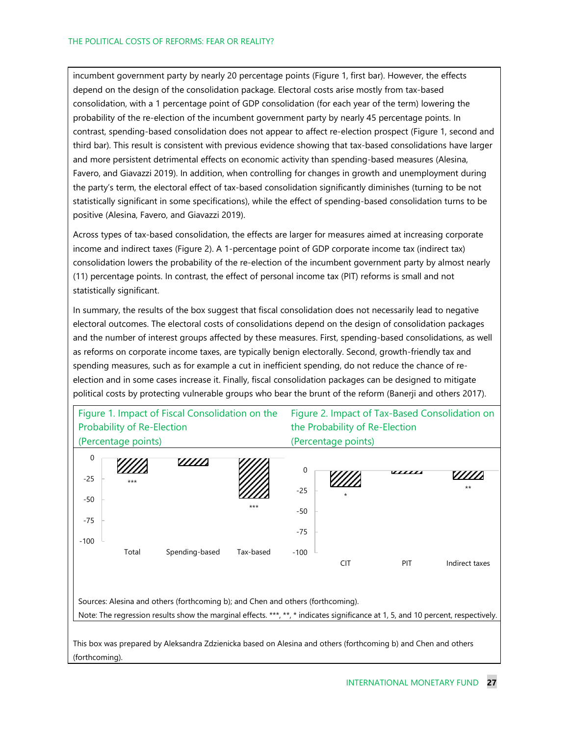incumbent government party by nearly 20 percentage points (Figure 1, first bar). However, the effects depend on the design of the consolidation package. Electoral costs arise mostly from tax-based consolidation, with a 1 percentage point of GDP consolidation (for each year of the term) lowering the probability of the re-election of the incumbent government party by nearly 45 percentage points. In contrast, spending-based consolidation does not appear to affect re-election prospect (Figure 1, second and third bar). This result is consistent with previous evidence showing that tax-based consolidations have larger and more persistent detrimental effects on economic activity than spending-based measures (Alesina, Favero, and Giavazzi 2019). In addition, when controlling for changes in growth and unemployment during the party's term, the electoral effect of tax-based consolidation significantly diminishes (turning to be not statistically significant in some specifications), while the effect of spending-based consolidation turns to be positive (Alesina, Favero, and Giavazzi 2019).

Across types of tax-based consolidation, the effects are larger for measures aimed at increasing corporate income and indirect taxes (Figure 2). A 1-percentage point of GDP corporate income tax (indirect tax) consolidation lowers the probability of the re-election of the incumbent government party by almost nearly (11) percentage points. In contrast, the effect of personal income tax (PIT) reforms is small and not statistically significant.

In summary, the results of the box suggest that fiscal consolidation does not necessarily lead to negative electoral outcomes. The electoral costs of consolidations depend on the design of consolidation packages and the number of interest groups affected by these measures. First, spending-based consolidations, as well as reforms on corporate income taxes, are typically benign electorally. Second, growth-friendly tax and spending measures, such as for example a cut in inefficient spending, do not reduce the chance of re-election and in some cases increase it. Finally, fiscal consolidation packages can be designed to mitigate political costs by protecting vulnerable groups who bear the brunt of the reform (Banerji and others 2017).

Figure 1. Impact of Fiscal Consolidation on the Probability of Re-Election
(Percentage points)

Figure 2. Impact of Tax-Based Consolidation on the Probability of Re-Election
(Percentage points)

Sources: Alesina and others (forthcoming b); and Chen and others (forthcoming).

Note: The regression results show the marginal effects. ***, **, * indicates significance at 1, 5, and 10 percent, respectively.

This box was prepared by Aleksandra Zdzienicka based on Alesina and others (forthcoming b) and Chen and others (forthcoming).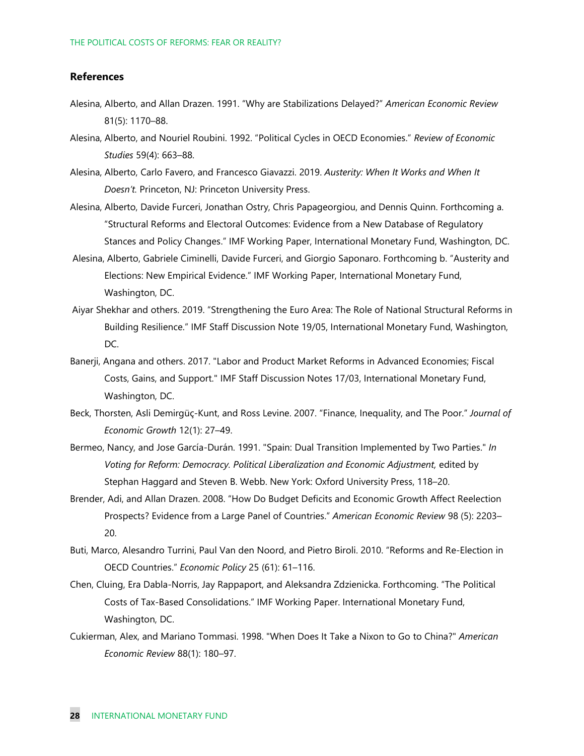## References

Alesina, Alberto, and Allan Drazen. 1991. "Why are Stabilizations Delayed?" *American Economic Review* 81(5): 1170–88.

Alesina, Alberto, and Nouriel Roubini. 1992. "Political Cycles in OECD Economies." *Review of Economic Studies* 59(4): 663–88.

Alesina, Alberto, Carlo Favero, and Francesco Giavazzi. 2019. *Austerity: When It Works and When It Doesn't.* Princeton, NJ: Princeton University Press.

Alesina, Alberto, Davide Furceri, Jonathan Ostry, Chris Papageorgiou, and Dennis Quinn. Forthcoming a. "Structural Reforms and Electoral Outcomes: Evidence from a New Database of Regulatory Stances and Policy Changes." IMF Working Paper, International Monetary Fund, Washington, DC.

Alesina, Alberto, Gabriele Ciminelli, Davide Furceri, and Giorgio Saponaro. Forthcoming b. "Austerity and Elections: New Empirical Evidence." IMF Working Paper, International Monetary Fund, Washington, DC.

Aiyar Shekhar and others. 2019. "Strengthening the Euro Area: The Role of National Structural Reforms in Building Resilience." IMF Staff Discussion Note 19/05, International Monetary Fund, Washington, DC.

Banerji, Angana and others. 2017. "Labor and Product Market Reforms in Advanced Economies; Fiscal Costs, Gains, and Support." IMF Staff Discussion Notes 17/03, International Monetary Fund, Washington, DC.

Beck, Thorsten, Asli Demirgüç-Kunt, and Ross Levine. 2007. "Finance, Inequality, and The Poor." *Journal of Economic Growth* 12(1): 27–49.

Bermeo, Nancy, and Jose García-Durán. 1991. "Spain: Dual Transition Implemented by Two Parties." *In Voting for Reform: Democracy. Political Liberalization and Economic Adjustment,* edited by Stephan Haggard and Steven B. Webb. New York: Oxford University Press, 118–20.

Brender, Adi, and Allan Drazen. 2008. "How Do Budget Deficits and Economic Growth Affect Reelection Prospects? Evidence from a Large Panel of Countries." *American Economic Review* 98 (5): 2203–20.

Buti, Marco, Alesandro Turrini, Paul Van den Noord, and Pietro Biroli. 2010. "Reforms and Re-Election in OECD Countries." *Economic Policy* 25 (61): 61–116.

Chen, Cluing, Era Dabla-Norris, Jay Rappaport, and Aleksandra Zdzienicka. Forthcoming. "The Political Costs of Tax-Based Consolidations." IMF Working Paper. International Monetary Fund, Washington, DC.

Cukierman, Alex, and Mariano Tommasi. 1998. "When Does It Take a Nixon to Go to China?" *American Economic Review* 88(1): 180–97.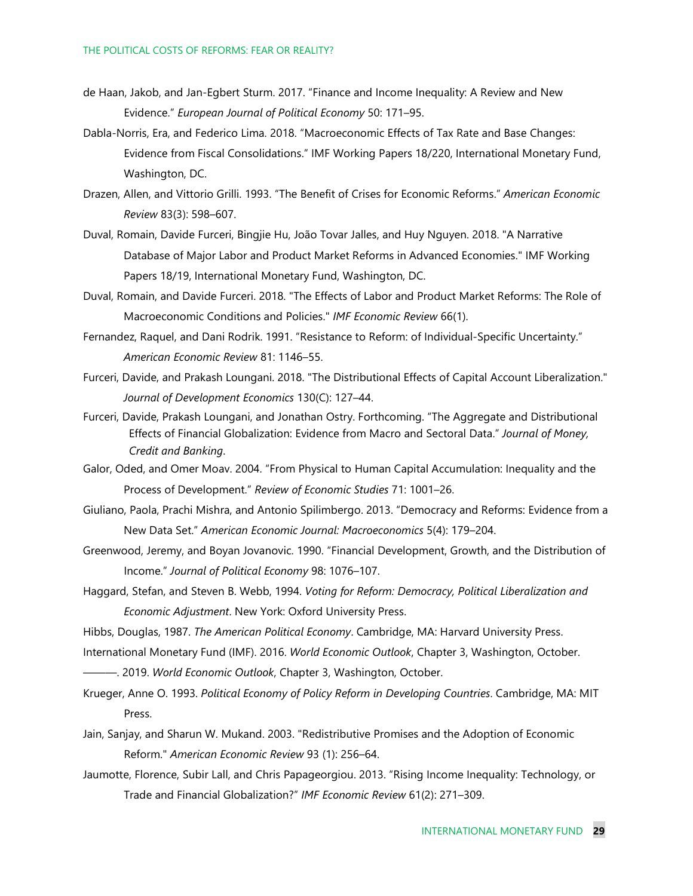de Haan, Jakob, and Jan-Egbert Sturm. 2017. "Finance and Income Inequality: A Review and New Evidence." *European Journal of Political Economy* 50: 171–95.

Dabla-Norris, Era, and Federico Lima. 2018. "Macroeconomic Effects of Tax Rate and Base Changes: Evidence from Fiscal Consolidations." IMF Working Papers 18/220, International Monetary Fund, Washington, DC.

Drazen, Allen, and Vittorio Grilli. 1993. "The Benefit of Crises for Economic Reforms." *American Economic Review* 83(3): 598–607.

Duval, Romain, Davide Furceri, Bingjie Hu, João Tovar Jalles, and Huy Nguyen. 2018. "A Narrative Database of Major Labor and Product Market Reforms in Advanced Economies." IMF Working Papers 18/19, International Monetary Fund, Washington, DC.

Duval, Romain, and Davide Furceri. 2018. "The Effects of Labor and Product Market Reforms: The Role of Macroeconomic Conditions and Policies." *IMF Economic Review* 66(1).

Fernandez, Raquel, and Dani Rodrik. 1991. "Resistance to Reform: of Individual-Specific Uncertainty." *American Economic Review* 81: 1146–55.

Furceri, Davide, and Prakash Loungani. 2018. "The Distributional Effects of Capital Account Liberalization." *Journal of Development Economics* 130(C): 127–44.

Furceri, Davide, Prakash Loungani, and Jonathan Ostry. Forthcoming. "The Aggregate and Distributional Effects of Financial Globalization: Evidence from Macro and Sectoral Data." *Journal of Money, Credit and Banking*.

Galor, Oded, and Omer Moav. 2004. "From Physical to Human Capital Accumulation: Inequality and the Process of Development." *Review of Economic Studies* 71: 1001–26.

Giuliano, Paola, Prachi Mishra, and Antonio Spilimbergo. 2013. "Democracy and Reforms: Evidence from a New Data Set." *American Economic Journal: Macroeconomics* 5(4): 179–204.

Greenwood, Jeremy, and Boyan Jovanovic. 1990. "Financial Development, Growth, and the Distribution of Income." *Journal of Political Economy* 98: 1076–107.

Haggard, Stefan, and Steven B. Webb, 1994. *Voting for Reform: Democracy, Political Liberalization and Economic Adjustment*. New York: Oxford University Press.

Hibbs, Douglas, 1987. *The American Political Economy*. Cambridge, MA: Harvard University Press.

International Monetary Fund (IMF). 2016. *World Economic Outlook*, Chapter 3, Washington, October.

———. 2019. *World Economic Outlook*, Chapter 3, Washington, October.

Krueger, Anne O. 1993. *Political Economy of Policy Reform in Developing Countries*. Cambridge, MA: MIT Press.

Jain, Sanjay, and Sharun W. Mukand. 2003. "Redistributive Promises and the Adoption of Economic Reform." *American Economic Review* 93 (1): 256–64.

Jaumotte, Florence, Subir Lall, and Chris Papageorgiou. 2013. "Rising Income Inequality: Technology, or Trade and Financial Globalization?" *IMF Economic Review* 61(2): 271–309.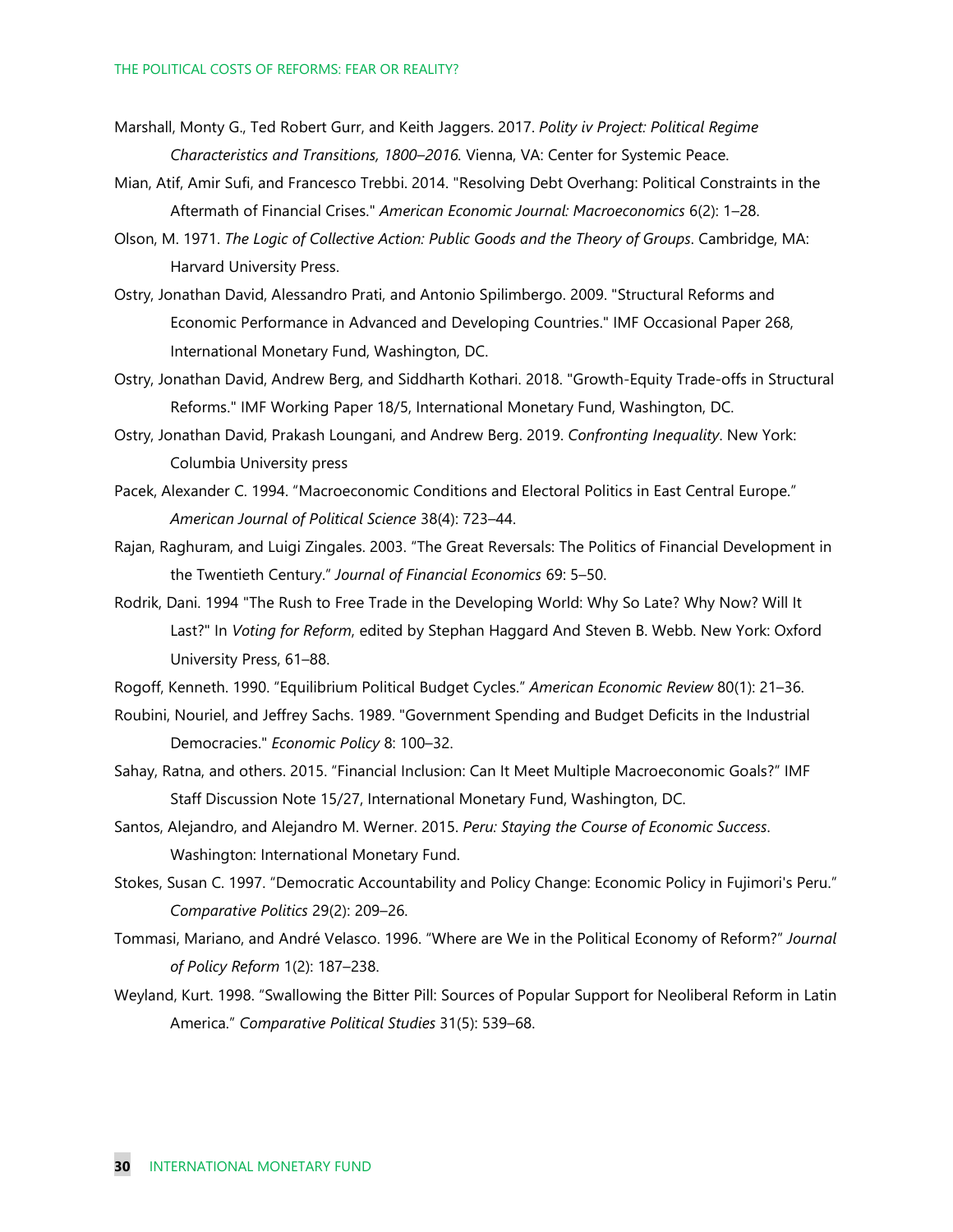Marshall, Monty G., Ted Robert Gurr, and Keith Jaggers. 2017. *Polity iv Project: Political Regime Characteristics and Transitions, 1800–2016.* Vienna, VA: Center for Systemic Peace.

Mian, Atif, Amir Sufi, and Francesco Trebbi. 2014. "Resolving Debt Overhang: Political Constraints in the Aftermath of Financial Crises." *American Economic Journal: Macroeconomics* 6(2): 1–28.

Olson, M. 1971. *The Logic of Collective Action: Public Goods and the Theory of Groups*. Cambridge, MA: Harvard University Press.

Ostry, Jonathan David, Alessandro Prati, and Antonio Spilimbergo. 2009. "Structural Reforms and Economic Performance in Advanced and Developing Countries." IMF Occasional Paper 268, International Monetary Fund, Washington, DC.

Ostry, Jonathan David, Andrew Berg, and Siddharth Kothari. 2018. "Growth-Equity Trade-offs in Structural Reforms." IMF Working Paper 18/5, International Monetary Fund, Washington, DC.

Ostry, Jonathan David, Prakash Loungani, and Andrew Berg. 2019. *Confronting Inequality*. New York: Columbia University press

Pacek, Alexander C. 1994. "Macroeconomic Conditions and Electoral Politics in East Central Europe." *American Journal of Political Science* 38(4): 723–44.

Rajan, Raghuram, and Luigi Zingales. 2003. "The Great Reversals: The Politics of Financial Development in the Twentieth Century." *Journal of Financial Economics* 69: 5–50.

Rodrik, Dani. 1994 "The Rush to Free Trade in the Developing World: Why So Late? Why Now? Will It Last?" In *Voting for Reform*, edited by Stephan Haggard And Steven B. Webb. New York: Oxford University Press, 61–88.

Rogoff, Kenneth. 1990. "Equilibrium Political Budget Cycles." *American Economic Review* 80(1): 21–36.

Roubini, Nouriel, and Jeffrey Sachs. 1989. "Government Spending and Budget Deficits in the Industrial Democracies." *Economic Policy* 8: 100–32.

Sahay, Ratna, and others. 2015. "Financial Inclusion: Can It Meet Multiple Macroeconomic Goals?" IMF Staff Discussion Note 15/27, International Monetary Fund, Washington, DC.

Santos, Alejandro, and Alejandro M. Werner. 2015. *Peru: Staying the Course of Economic Success*. Washington: International Monetary Fund.

Stokes, Susan C. 1997. "Democratic Accountability and Policy Change: Economic Policy in Fujimori's Peru." *Comparative Politics* 29(2): 209–26.

Tommasi, Mariano, and André Velasco. 1996. "Where are We in the Political Economy of Reform?" *Journal of Policy Reform* 1(2): 187–238.

Weyland, Kurt. 1998. "Swallowing the Bitter Pill: Sources of Popular Support for Neoliberal Reform in Latin America." *Comparative Political Studies* 31(5): 539–68.